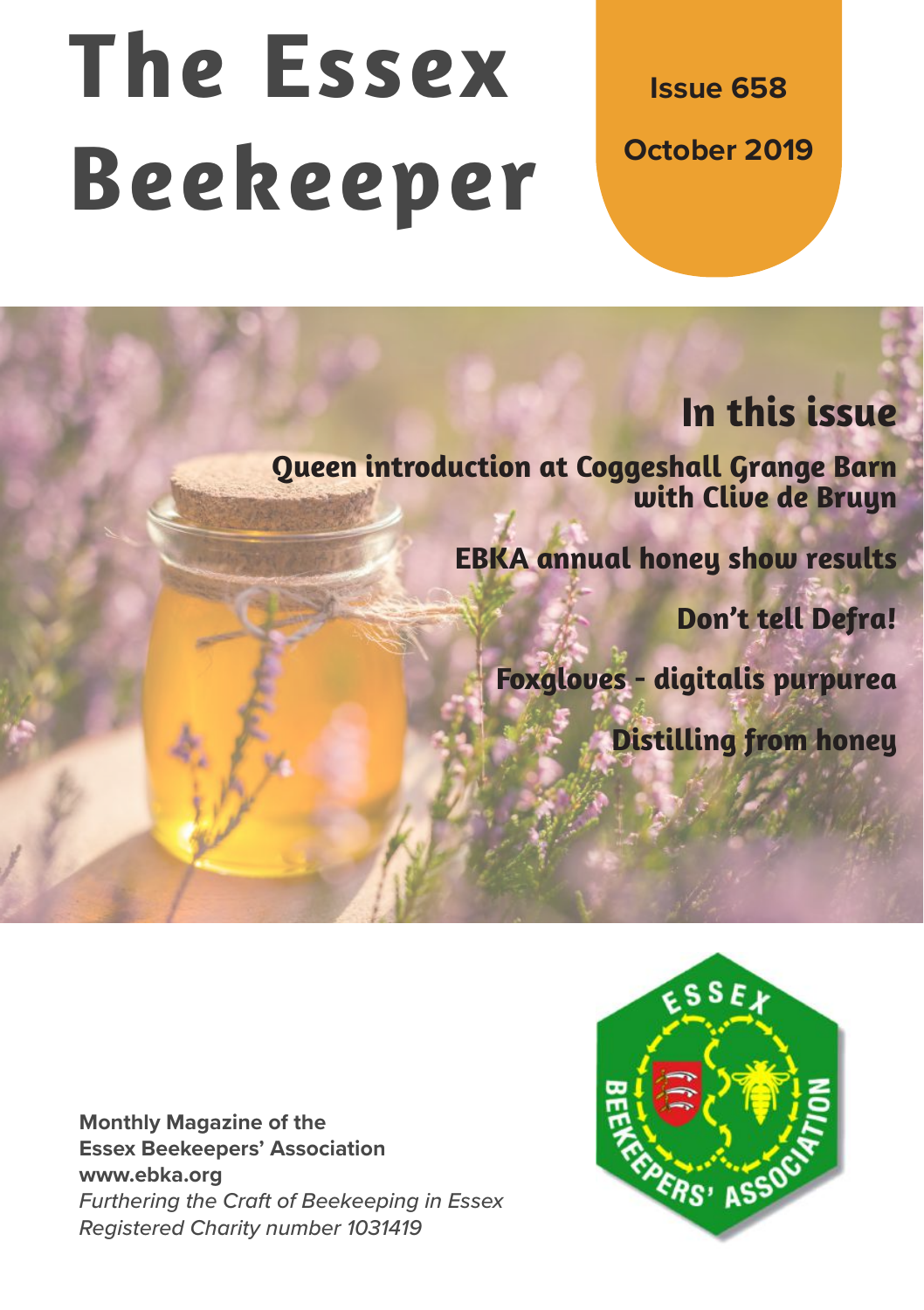# The Essex Beekeeper

**Issue 658**

**October 2019**

## In this issue

**Queen introduction at Coggeshall Grange Barn with Clive de Bruyn**

**EBKA annual honey show results**

**Don't tell Defra!**

**Foxgloves - digitalis purpurea**

**Distilling from honey**

**Monthly Magazine of the**
**Essex Beekeepers' Association**
**www.ebka.org**
*Furthering the Craft of Beekeeping in Essex*
*Registered Charity number 1031419*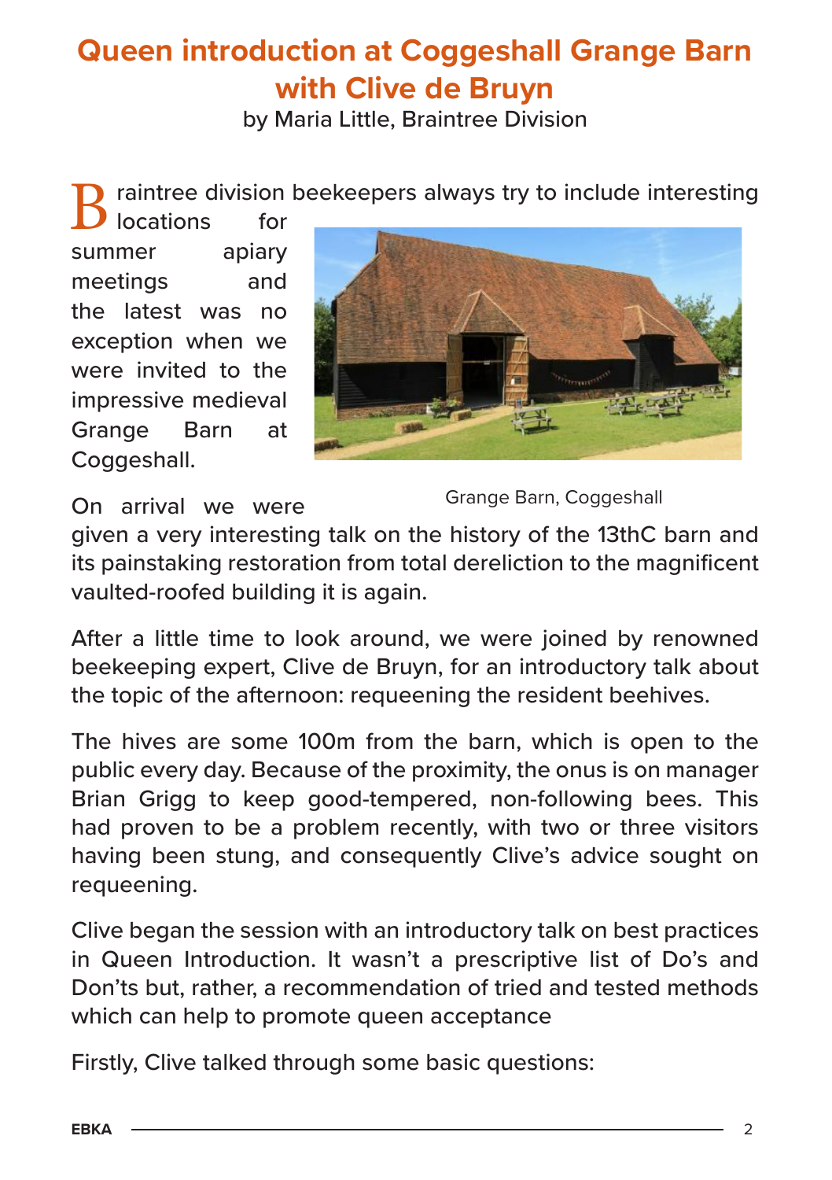# Queen introduction at Coggeshall Grange Barn with Clive de Bruyn

by Maria Little, Braintree Division

Braintree division beekeepers always try to include interesting locations for summer apiary meetings and the latest was no exception when we were invited to the impressive medieval Grange Barn at Coggeshall.

Grange Barn, Coggeshall

On arrival we were given a very interesting talk on the history of the 13thC barn and its painstaking restoration from total dereliction to the magnificent vaulted-roofed building it is again.

After a little time to look around, we were joined by renowned beekeeping expert, Clive de Bruyn, for an introductory talk about the topic of the afternoon: requeening the resident beehives.

The hives are some 100m from the barn, which is open to the public every day. Because of the proximity, the onus is on manager Brian Grigg to keep good-tempered, non-following bees. This had proven to be a problem recently, with two or three visitors having been stung, and consequently Clive's advice sought on requeening.

Clive began the session with an introductory talk on best practices in Queen Introduction. It wasn't a prescriptive list of Do's and Don'ts but, rather, a recommendation of tried and tested methods which can help to promote queen acceptance

Firstly, Clive talked through some basic questions: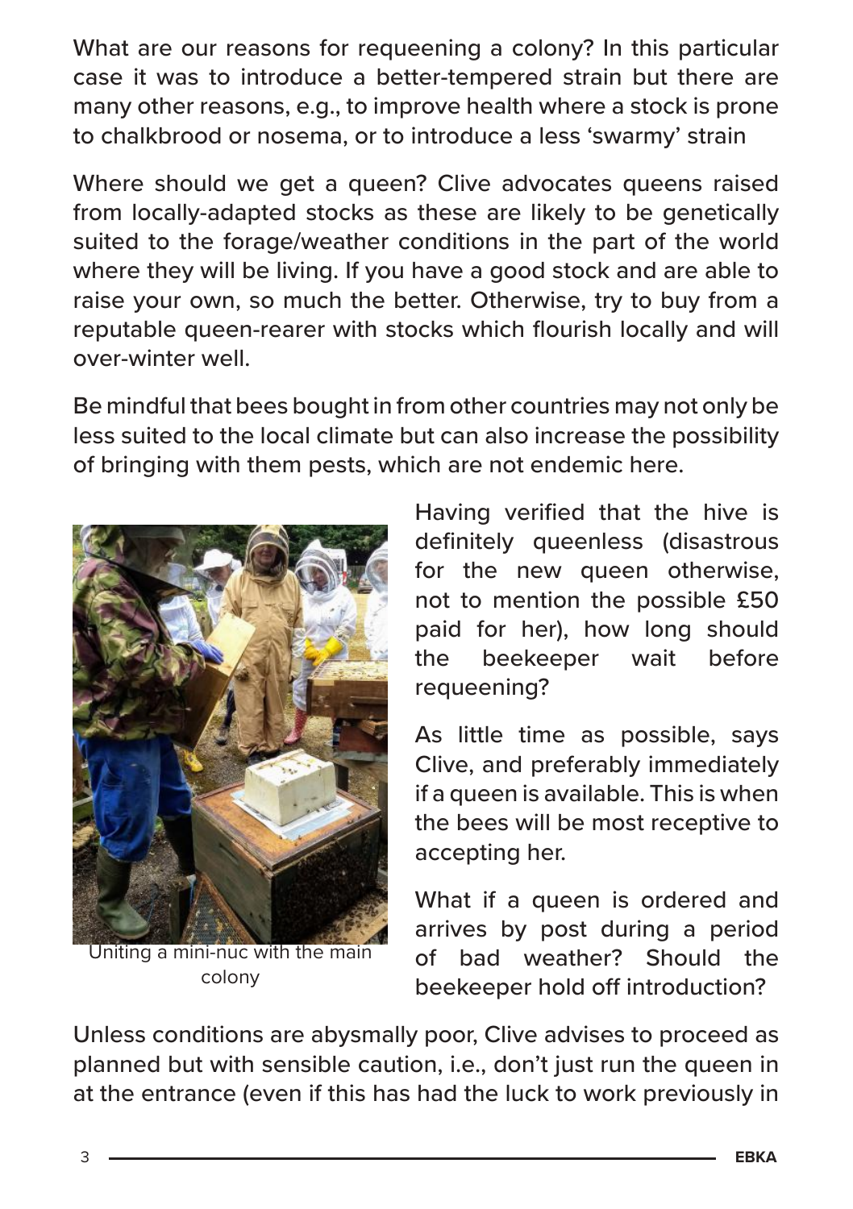What are our reasons for requeening a colony? In this particular case it was to introduce a better-tempered strain but there are many other reasons, e.g., to improve health where a stock is prone to chalkbrood or nosema, or to introduce a less 'swarmy' strain

Where should we get a queen? Clive advocates queens raised from locally-adapted stocks as these are likely to be genetically suited to the forage/weather conditions in the part of the world where they will be living. If you have a good stock and are able to raise your own, so much the better. Otherwise, try to buy from a reputable queen-rearer with stocks which flourish locally and will over-winter well.

Be mindful that bees bought in from other countries may not only be less suited to the local climate but can also increase the possibility of bringing with them pests, which are not endemic here.

Uniting a mini-nuc with the main colony

Having verified that the hive is definitely queenless (disastrous for the new queen otherwise, not to mention the possible £50 paid for her), how long should the beekeeper wait before requeening?

As little time as possible, says Clive, and preferably immediately if a queen is available. This is when the bees will be most receptive to accepting her.

What if a queen is ordered and arrives by post during a period of bad weather? Should the beekeeper hold off introduction?

Unless conditions are abysmally poor, Clive advises to proceed as planned but with sensible caution, i.e., don't just run the queen in at the entrance (even if this has had the luck to work previously in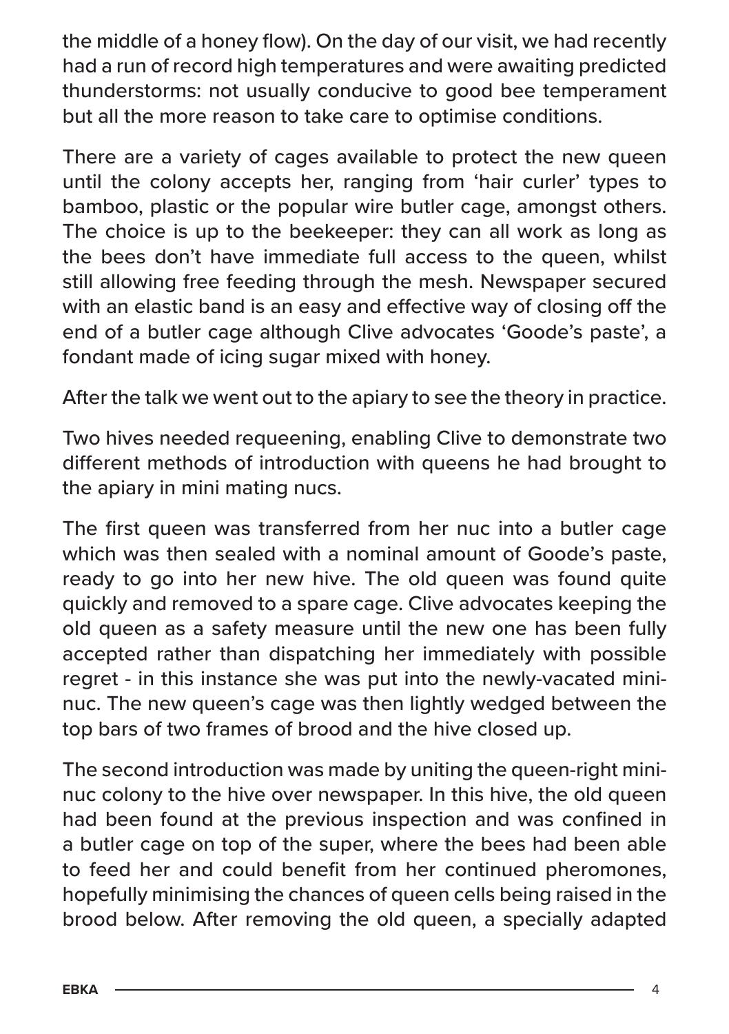the middle of a honey flow). On the day of our visit, we had recently had a run of record high temperatures and were awaiting predicted thunderstorms: not usually conducive to good bee temperament but all the more reason to take care to optimise conditions.

There are a variety of cages available to protect the new queen until the colony accepts her, ranging from 'hair curler' types to bamboo, plastic or the popular wire butler cage, amongst others. The choice is up to the beekeeper: they can all work as long as the bees don't have immediate full access to the queen, whilst still allowing free feeding through the mesh. Newspaper secured with an elastic band is an easy and effective way of closing off the end of a butler cage although Clive advocates 'Goode's paste', a fondant made of icing sugar mixed with honey.

After the talk we went out to the apiary to see the theory in practice.

Two hives needed requeening, enabling Clive to demonstrate two different methods of introduction with queens he had brought to the apiary in mini mating nucs.

The first queen was transferred from her nuc into a butler cage which was then sealed with a nominal amount of Goode's paste, ready to go into her new hive. The old queen was found quite quickly and removed to a spare cage. Clive advocates keeping the old queen as a safety measure until the new one has been fully accepted rather than dispatching her immediately with possible regret - in this instance she was put into the newly-vacated mini-nuc. The new queen's cage was then lightly wedged between the top bars of two frames of brood and the hive closed up.

The second introduction was made by uniting the queen-right mini-nuc colony to the hive over newspaper. In this hive, the old queen had been found at the previous inspection and was confined in a butler cage on top of the super, where the bees had been able to feed her and could benefit from her continued pheromones, hopefully minimising the chances of queen cells being raised in the brood below. After removing the old queen, a specially adapted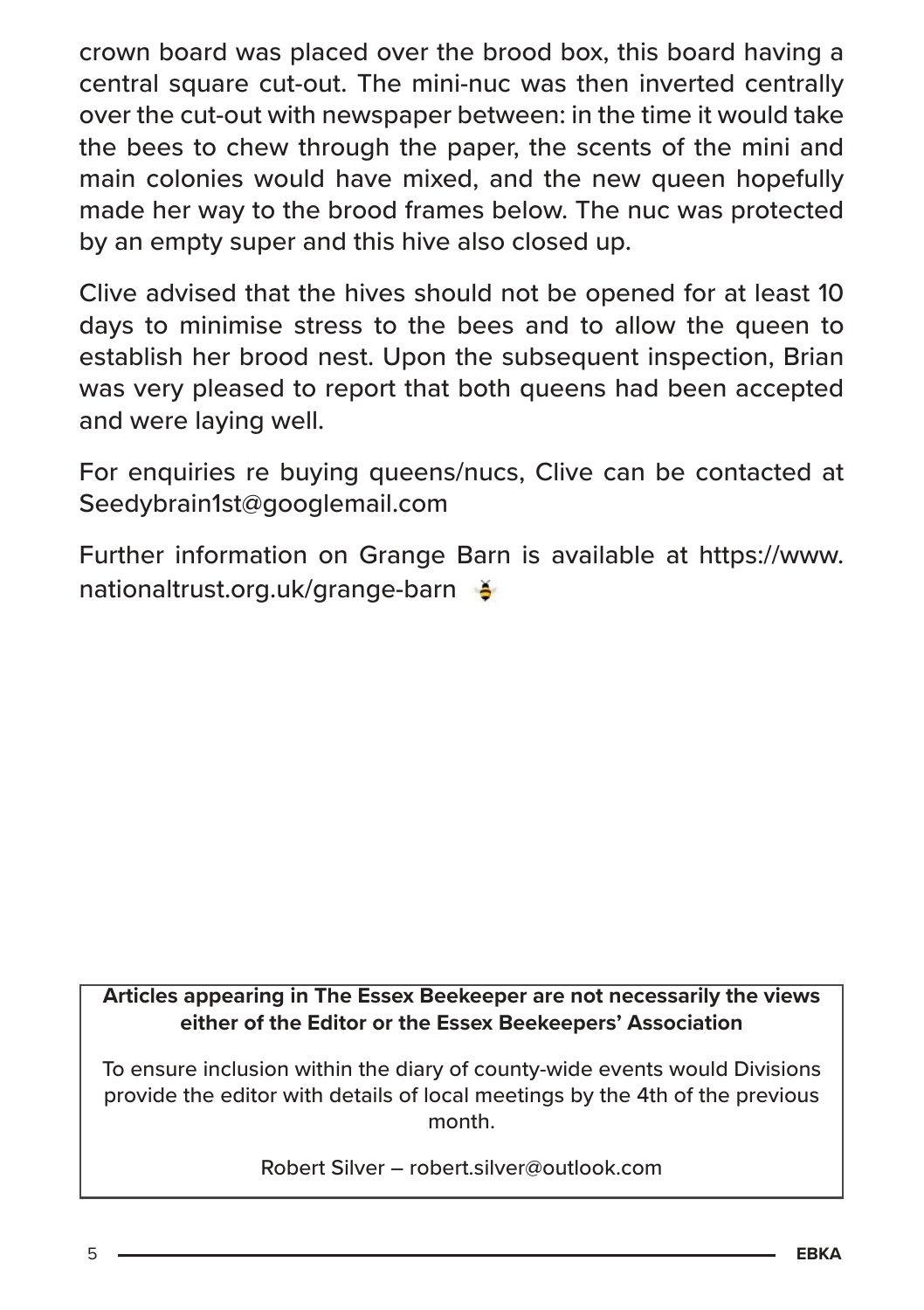crown board was placed over the brood box, this board having a central square cut-out. The mini-nuc was then inverted centrally over the cut-out with newspaper between: in the time it would take the bees to chew through the paper, the scents of the mini and main colonies would have mixed, and the new queen hopefully made her way to the brood frames below. The nuc was protected by an empty super and this hive also closed up.

Clive advised that the hives should not be opened for at least 10 days to minimise stress to the bees and to allow the queen to establish her brood nest. Upon the subsequent inspection, Brian was very pleased to report that both queens had been accepted and were laying well.

For enquiries re buying queens/nucs, Clive can be contacted at Seedybrain1st@googlemail.com

Further information on Grange Barn is available at https://www.nationaltrust.org.uk/grange-barn

**Articles appearing in The Essex Beekeeper are not necessarily the views either of the Editor or the Essex Beekeepers' Association**

To ensure inclusion within the diary of county-wide events would Divisions provide the editor with details of local meetings by the 4th of the previous month.

Robert Silver – robert.silver@outlook.com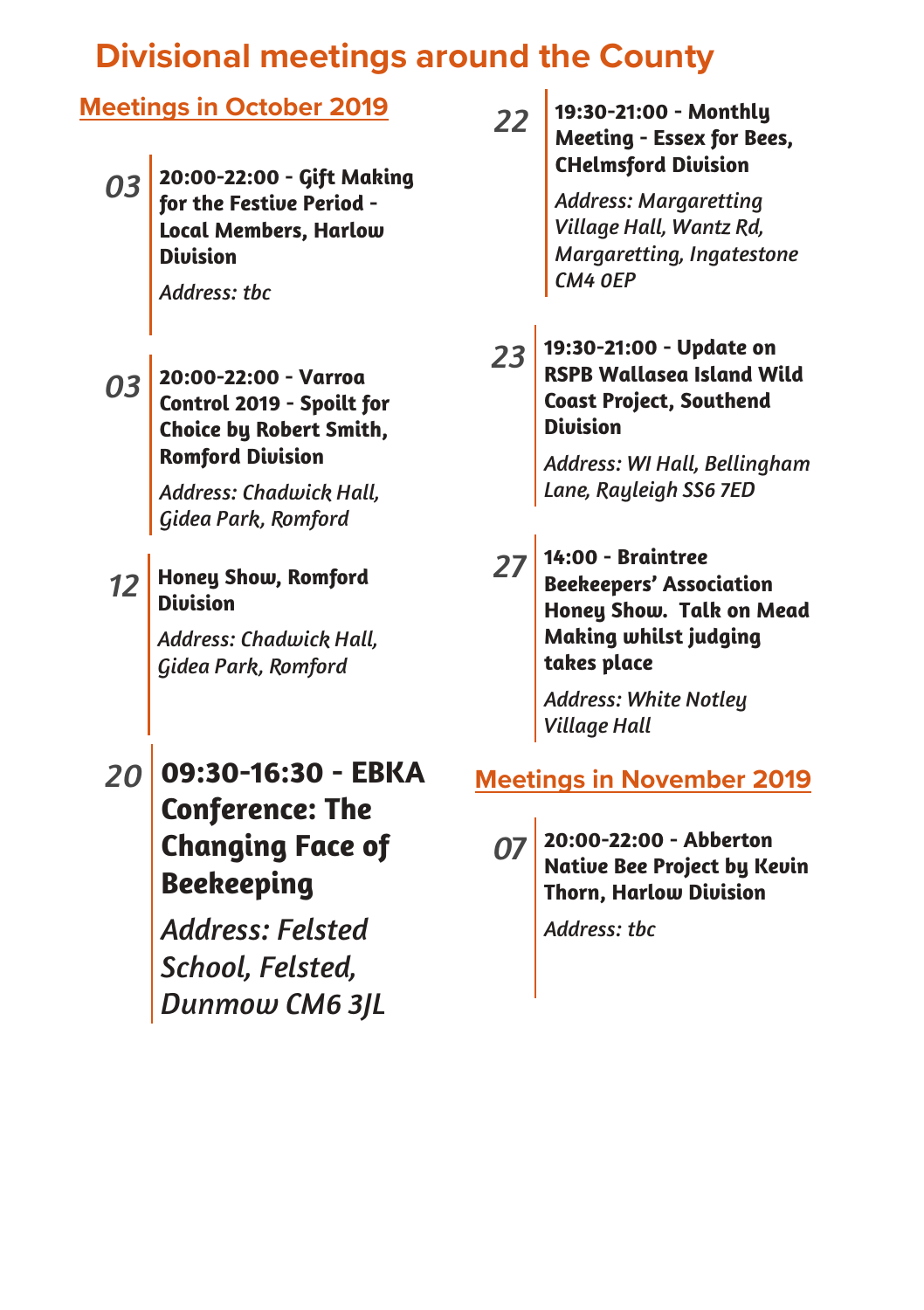# Divisional meetings around the County

## Meetings in October 2019

**03** **20:00-22:00 - Gift Making for the Festive Period - Local Members, Harlow Division**

*Address: tbc*

**03** **20:00-22:00 - Varroa Control 2019 - Spoilt for Choice by Robert Smith, Romford Division**

*Address: Chadwick Hall, Gidea Park, Romford*

**12** **Honey Show, Romford Division**

*Address: Chadwick Hall, Gidea Park, Romford*

**20** **09:30-16:30 - EBKA Conference: The Changing Face of Beekeeping**

*Address: Felsted School, Felsted, Dunmow CM6 3JL*

**22** **19:30-21:00 - Monthly Meeting - Essex for Bees, CHelmsford Division**

*Address: Margaretting Village Hall, Wantz Rd, Margaretting, Ingatestone CM4 0EP*

**23** **19:30-21:00 - Update on RSPB Wallasea Island Wild Coast Project, Southend Division**

*Address: WI Hall, Bellingham Lane, Rayleigh SS6 7ED*

**27** **14:00 - Braintree Beekeepers' Association Honey Show. Talk on Mead Making whilst judging takes place**

*Address: White Notley Village Hall*

## Meetings in November 2019

**07** **20:00-22:00 - Abberton Native Bee Project by Kevin Thorn, Harlow Division**

*Address: tbc*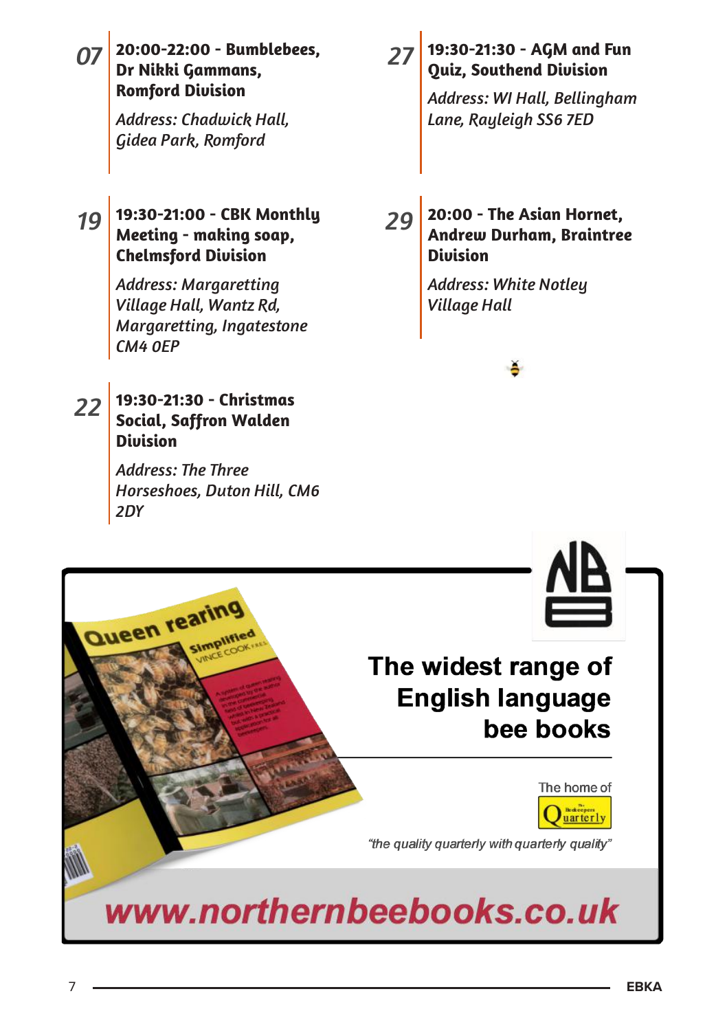**07** **20:00-22:00 - Bumblebees, Dr Nikki Gammans, Romford Division**

*Address: Chadwick Hall, Gidea Park, Romford*

**19** **19:30-21:00 - CBK Monthly Meeting - making soap, Chelmsford Division**

*Address: Margaretting Village Hall, Wantz Rd, Margaretting, Ingatestone CM4 0EP*

**22** **19:30-21:30 - Christmas Social, Saffron Walden Division**

*Address: The Three Horseshoes, Duton Hill, CM6 2DY*

**27** **19:30-21:30 - AGM and Fun Quiz, Southend Division**

*Address: WI Hall, Bellingham Lane, Rayleigh SS6 7ED*

**29** **20:00 - The Asian Hornet, Andrew Durham, Braintree Division**

*Address: White Notley Village Hall*

The widest range of English language bee books

The home of The Beekeepers Quarterly

"the quality quarterly with quarterly quality"

www.northernbeebooks.co.uk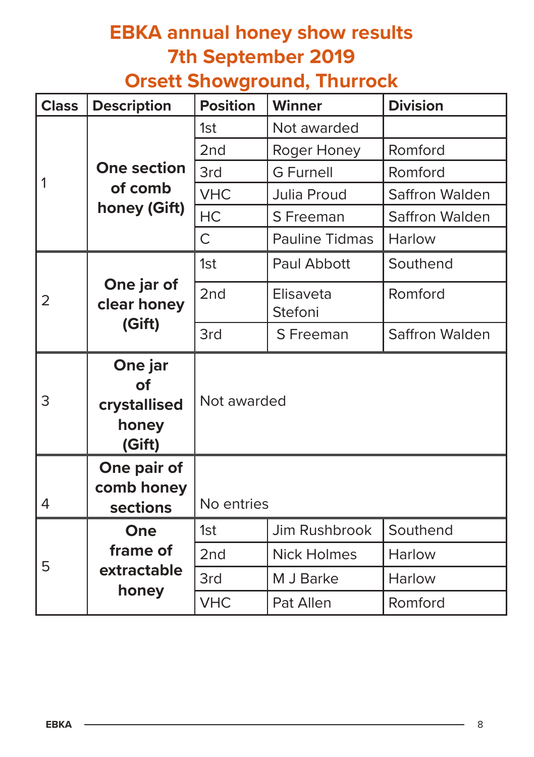# EBKA annual honey show results 7th September 2019 Orsett Showground, Thurrock

| Class | Description | Position | Winner | Division |
|---|---|---|---|---|
| 1 | **One section of comb honey (Gift)** | 1st | Not awarded | |
| | | 2nd | Roger Honey | Romford |
| | | 3rd | G Furnell | Romford |
| | | VHC | Julia Proud | Saffron Walden |
| | | HC | S Freeman | Saffron Walden |
| | | C | Pauline Tidmas | Harlow |
| 2 | **One jar of clear honey (Gift)** | 1st | Paul Abbott | Southend |
| | | 2nd | Elisaveta Stefoni | Romford |
| | | 3rd | S Freeman | Saffron Walden |
| 3 | **One jar of crystallised honey (Gift)** | Not awarded | | |
| 4 | **One pair of comb honey sections** | No entries | | |
| 5 | **One frame of extractable honey** | 1st | Jim Rushbrook | Southend |
| | | 2nd | Nick Holmes | Harlow |
| | | 3rd | M J Barke | Harlow |
| | | VHC | Pat Allen | Romford |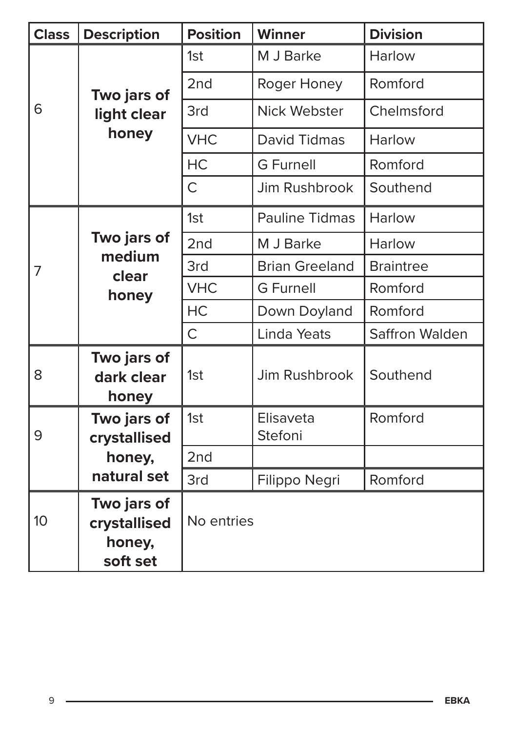| Class | Description | Position | Winner | Division |
|---|---|---|---|---|
| 6 | **Two jars of light clear honey** | 1st | M J Barke | Harlow |
| | | 2nd | Roger Honey | Romford |
| | | 3rd | Nick Webster | Chelmsford |
| | | VHC | David Tidmas | Harlow |
| | | HC | G Furnell | Romford |
| | | C | Jim Rushbrook | Southend |
| 7 | **Two jars of medium clear honey** | 1st | Pauline Tidmas | Harlow |
| | | 2nd | M J Barke | Harlow |
| | | 3rd | Brian Greeland | Braintree |
| | | VHC | G Furnell | Romford |
| | | HC | Down Doyland | Romford |
| | | C | Linda Yeats | Saffron Walden |
| 8 | **Two jars of dark clear honey** | 1st | Jim Rushbrook | Southend |
| 9 | **Two jars of crystallised honey, natural set** | 1st | Elisaveta Stefoni | Romford |
| | | 2nd | | |
| | | 3rd | Filippo Negri | Romford |
| 10 | **Two jars of crystallised honey, soft set** | No entries | | |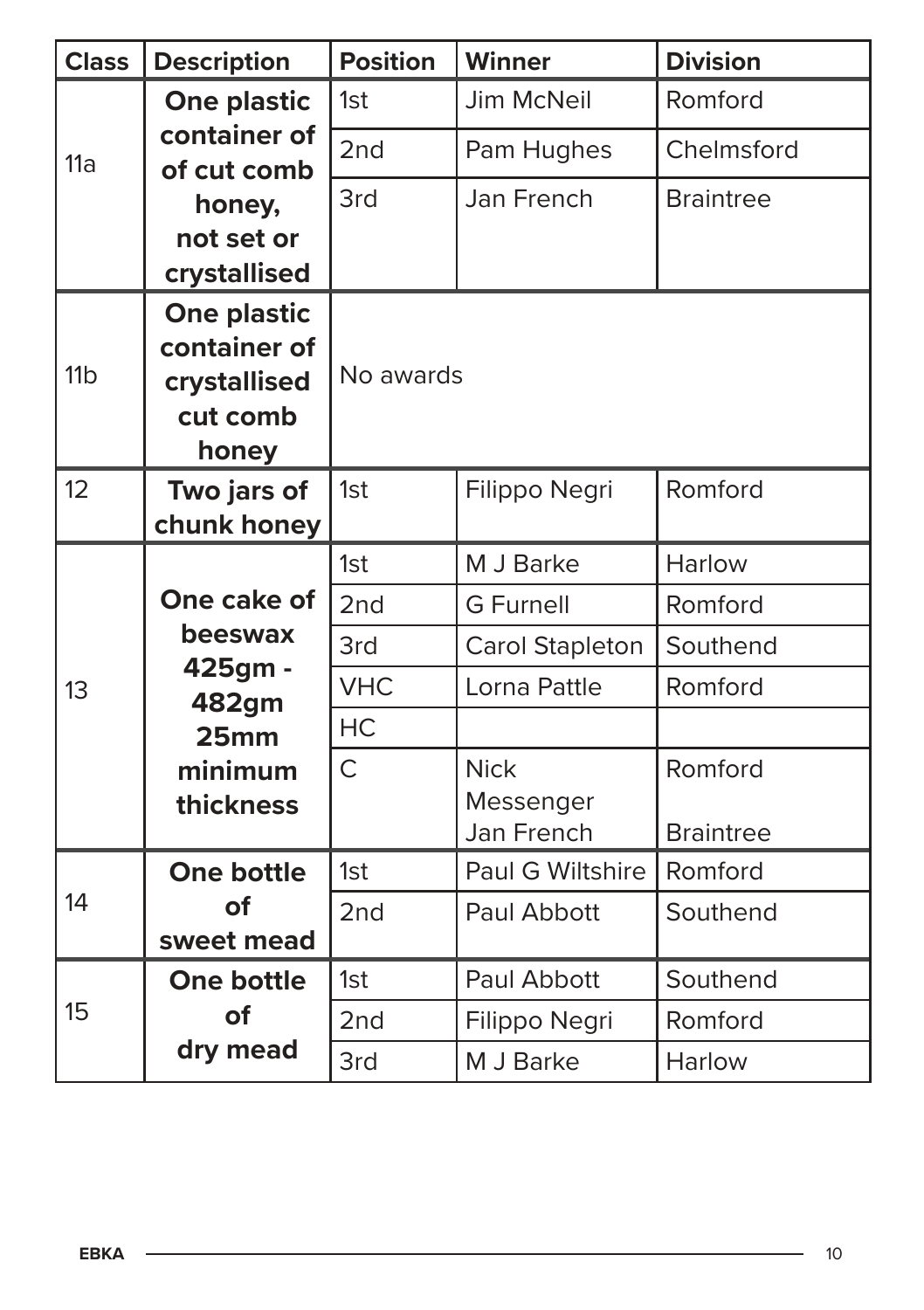| Class | Description | Position | Winner | Division |
|---|---|---|---|---|
| 11a | **One plastic container of of cut comb honey, not set or crystallised** | 1st | Jim McNeil | Romford |
| | | 2nd | Pam Hughes | Chelmsford |
| | | 3rd | Jan French | Braintree |
| 11b | **One plastic container of crystallised cut comb honey** | No awards | | |
| 12 | **Two jars of chunk honey** | 1st | Filippo Negri | Romford |
| 13 | **One cake of beeswax 425gm - 482gm 25mm minimum thickness** | 1st | M J Barke | Harlow |
| | | 2nd | G Furnell | Romford |
| | | 3rd | Carol Stapleton | Southend |
| | | VHC | Lorna Pattle | Romford |
| | | HC | | |
| | | C | Nick Messenger<br>Jan French | Romford<br>Braintree |
| 14 | **One bottle of sweet mead** | 1st | Paul G Wiltshire | Romford |
| | | 2nd | Paul Abbott | Southend |
| 15 | **One bottle of dry mead** | 1st | Paul Abbott | Southend |
| | | 2nd | Filippo Negri | Romford |
| | | 3rd | M J Barke | Harlow |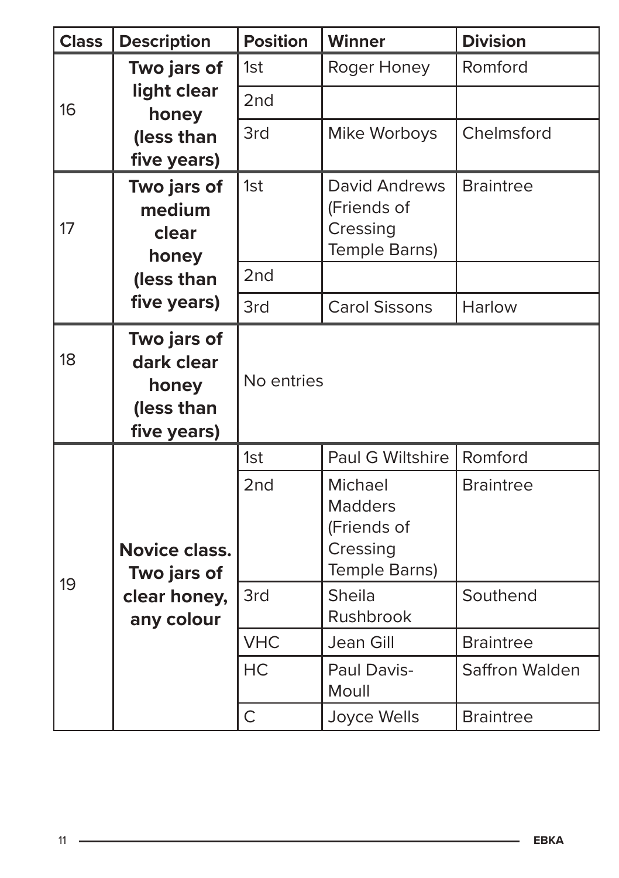| Class | Description | Position | Winner | Division |
|---|---|---|---|---|
| 16 | **Two jars of light clear honey (less than five years)** | 1st | Roger Honey | Romford |
| | | 2nd | | |
| | | 3rd | Mike Worboys | Chelmsford |
| 17 | **Two jars of medium clear honey (less than five years)** | 1st | David Andrews (Friends of Cressing Temple Barns) | Braintree |
| | | 2nd | | |
| | | 3rd | Carol Sissons | Harlow |
| 18 | **Two jars of dark clear honey (less than five years)** | No entries | | |
| 19 | **Novice class. Two jars of clear honey, any colour** | 1st | Paul G Wiltshire | Romford |
| | | 2nd | Michael Madders (Friends of Cressing Temple Barns) | Braintree |
| | | 3rd | Sheila Rushbrook | Southend |
| | | VHC | Jean Gill | Braintree |
| | | HC | Paul Davis-Moull | Saffron Walden |
| | | C | Joyce Wells | Braintree |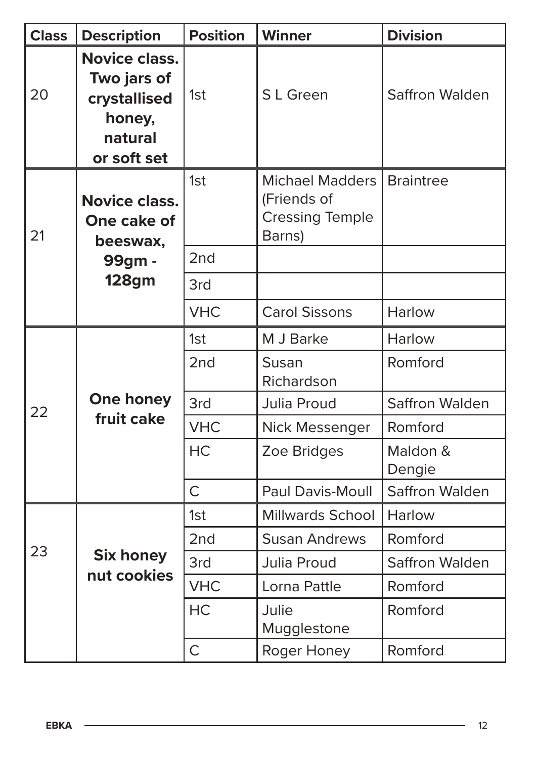| Class | Description | Position | Winner | Division |
|---|---|---|---|---|
| 20 | **Novice class. Two jars of crystallised honey, natural or soft set** | 1st | S L Green | Saffron Walden |
| 21 | **Novice class. One cake of beeswax, 99gm - 128gm** | 1st | Michael Madders (Friends of Cressing Temple Barns) | Braintree |
| | | 2nd | | |
| | | 3rd | | |
| | | VHC | Carol Sissons | Harlow |
| 22 | **One honey fruit cake** | 1st | M J Barke | Harlow |
| | | 2nd | Susan Richardson | Romford |
| | | 3rd | Julia Proud | Saffron Walden |
| | | VHC | Nick Messenger | Romford |
| | | HC | Zoe Bridges | Maldon & Dengie |
| | | C | Paul Davis-Moull | Saffron Walden |
| 23 | **Six honey nut cookies** | 1st | Millwards School | Harlow |
| | | 2nd | Susan Andrews | Romford |
| | | 3rd | Julia Proud | Saffron Walden |
| | | VHC | Lorna Pattle | Romford |
| | | HC | Julie Mugglestone | Romford |
| | | C | Roger Honey | Romford |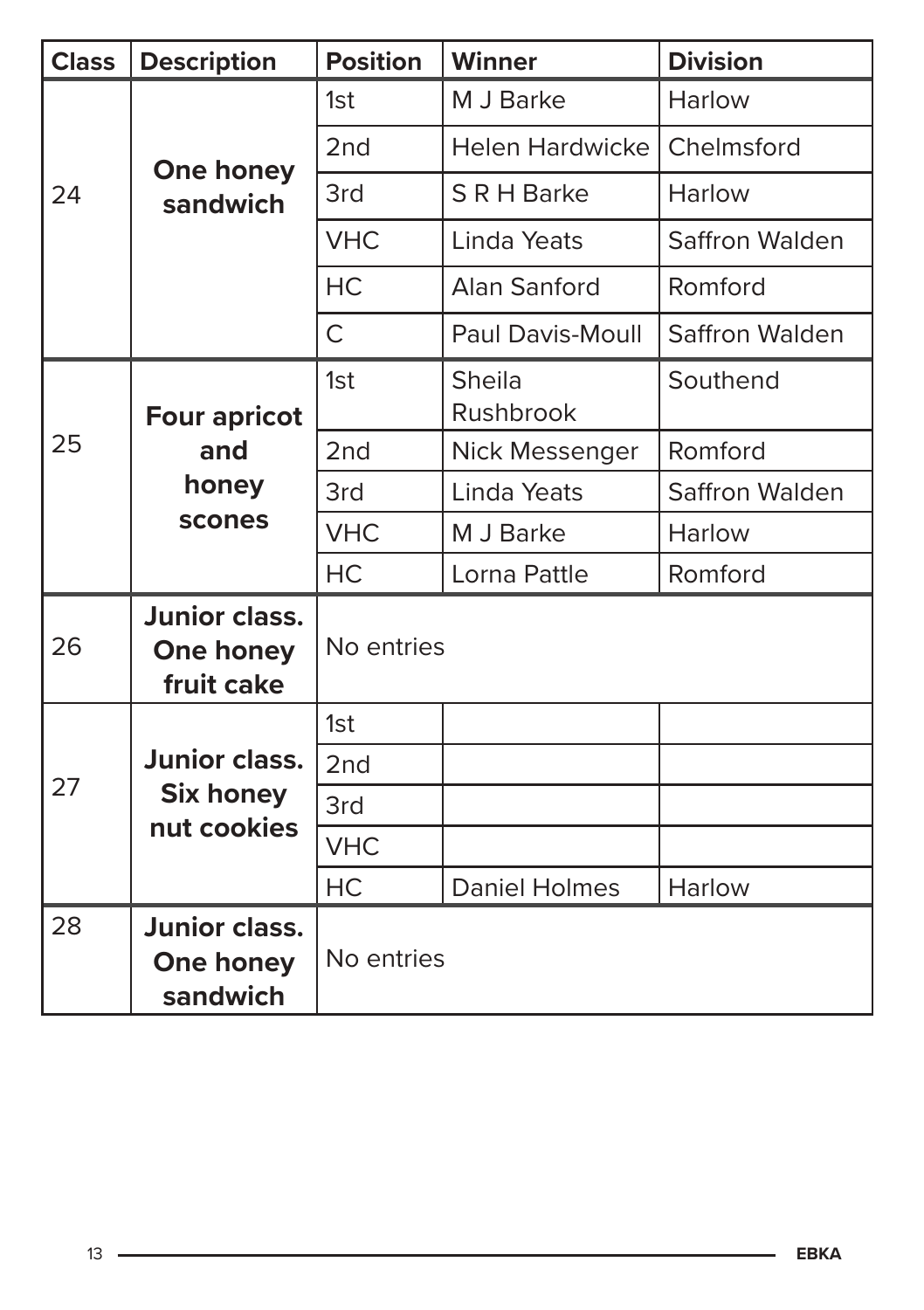| Class | Description | Position | Winner | Division |
|---|---|---|---|---|
| 24 | **One honey sandwich** | 1st | M J Barke | Harlow |
| | | 2nd | Helen Hardwicke | Chelmsford |
| | | 3rd | S R H Barke | Harlow |
| | | VHC | Linda Yeats | Saffron Walden |
| | | HC | Alan Sanford | Romford |
| | | C | Paul Davis-Moull | Saffron Walden |
| 25 | **Four apricot and honey scones** | 1st | Sheila Rushbrook | Southend |
| | | 2nd | Nick Messenger | Romford |
| | | 3rd | Linda Yeats | Saffron Walden |
| | | VHC | M J Barke | Harlow |
| | | HC | Lorna Pattle | Romford |
| 26 | **Junior class. One honey fruit cake** | No entries | | |
| 27 | **Junior class. Six honey nut cookies** | 1st | | |
| | | 2nd | | |
| | | 3rd | | |
| | | VHC | | |
| | | HC | Daniel Holmes | Harlow |
| 28 | **Junior class. One honey sandwich** | No entries | | |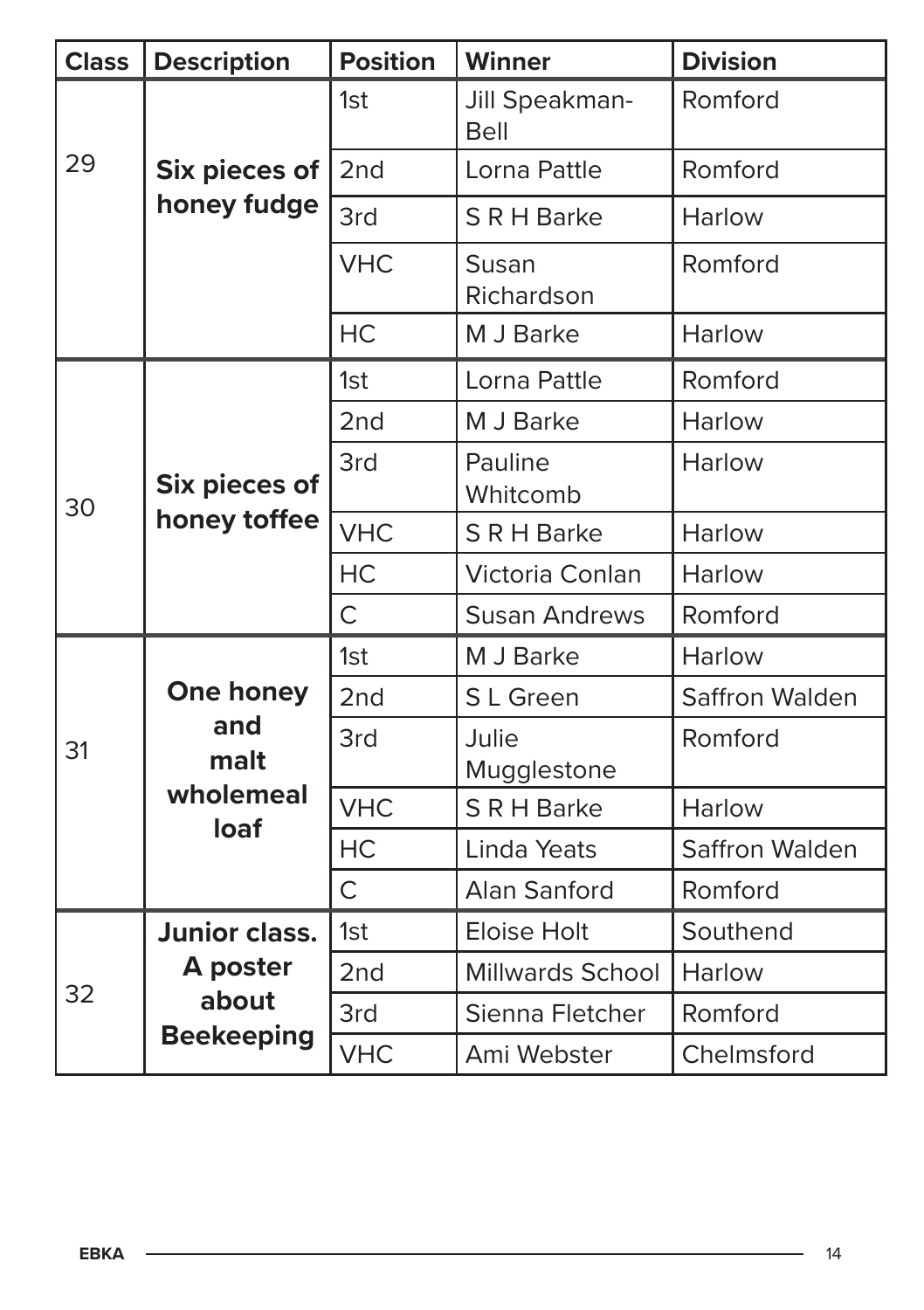| Class | Description | Position | Winner | Division |
|---|---|---|---|---|
| 29 | **Six pieces of honey fudge** | 1st | Jill Speakman-Bell | Romford |
| | | 2nd | Lorna Pattle | Romford |
| | | 3rd | S R H Barke | Harlow |
| | | VHC | Susan Richardson | Romford |
| | | HC | M J Barke | Harlow |
| 30 | **Six pieces of honey toffee** | 1st | Lorna Pattle | Romford |
| | | 2nd | M J Barke | Harlow |
| | | 3rd | Pauline Whitcomb | Harlow |
| | | VHC | S R H Barke | Harlow |
| | | HC | Victoria Conlan | Harlow |
| | | C | Susan Andrews | Romford |
| 31 | **One honey and malt wholemeal loaf** | 1st | M J Barke | Harlow |
| | | 2nd | S L Green | Saffron Walden |
| | | 3rd | Julie Mugglestone | Romford |
| | | VHC | S R H Barke | Harlow |
| | | HC | Linda Yeats | Saffron Walden |
| | | C | Alan Sanford | Romford |
| 32 | **Junior class. A poster about Beekeeping** | 1st | Eloise Holt | Southend |
| | | 2nd | Millwards School | Harlow |
| | | 3rd | Sienna Fletcher | Romford |
| | | VHC | Ami Webster | Chelmsford |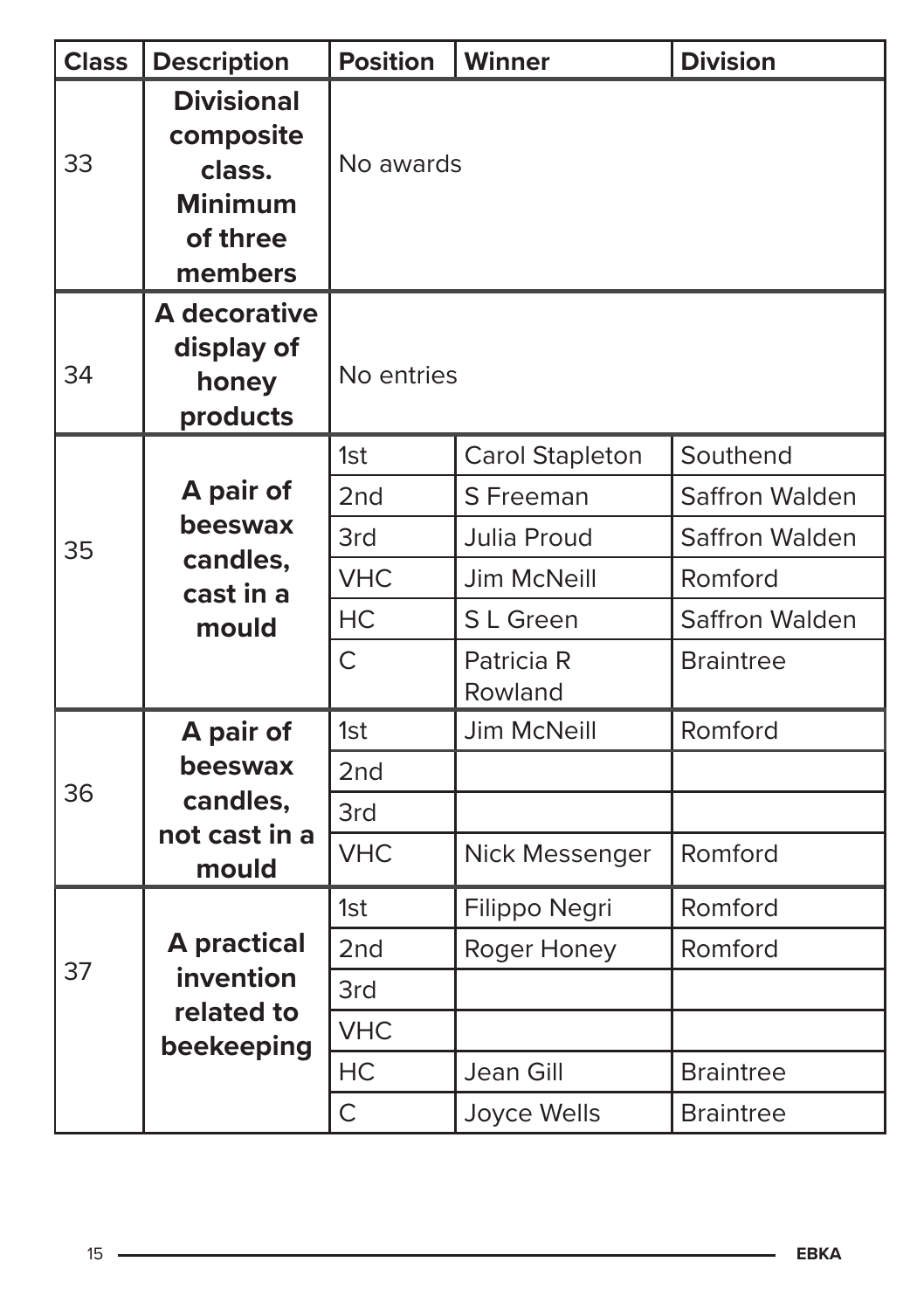| Class | Description | Position | Winner | Division |
|---|---|---|---|---|
| 33 | **Divisional composite class. Minimum of three members** | No awards | | |
| 34 | **A decorative display of honey products** | No entries | | |
| 35 | **A pair of beeswax candles, cast in a mould** | 1st | Carol Stapleton | Southend |
| | | 2nd | S Freeman | Saffron Walden |
| | | 3rd | Julia Proud | Saffron Walden |
| | | VHC | Jim McNeill | Romford |
| | | HC | S L Green | Saffron Walden |
| | | C | Patricia R Rowland | Braintree |
| 36 | **A pair of beeswax candles, not cast in a mould** | 1st | Jim McNeill | Romford |
| | | 2nd | | |
| | | 3rd | | |
| | | VHC | Nick Messenger | Romford |
| 37 | **A practical invention related to beekeeping** | 1st | Filippo Negri | Romford |
| | | 2nd | Roger Honey | Romford |
| | | 3rd | | |
| | | VHC | | |
| | | HC | Jean Gill | Braintree |
| | | C | Joyce Wells | Braintree |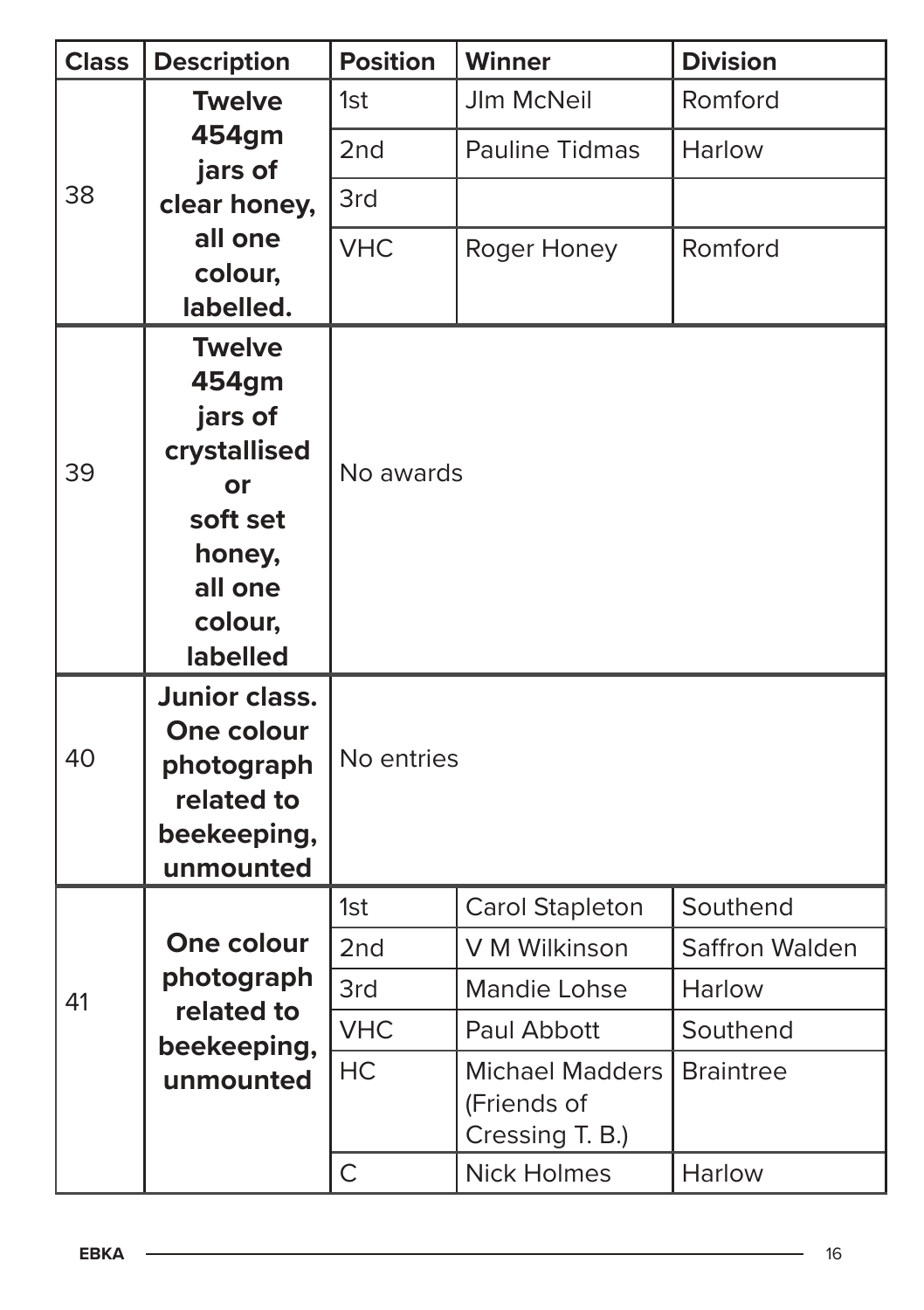| Class | Description | Position | Winner | Division |
|---|---|---|---|---|
| 38 | **Twelve 454gm jars of clear honey, all one colour, labelled.** | 1st | JIm McNeil | Romford |
| | | 2nd | Pauline Tidmas | Harlow |
| | | 3rd | | |
| | | VHC | Roger Honey | Romford |
| 39 | **Twelve 454gm jars of crystallised or soft set honey, all one colour, labelled** | No awards | | |
| 40 | **Junior class. One colour photograph related to beekeeping, unmounted** | No entries | | |
| 41 | **One colour photograph related to beekeeping, unmounted** | 1st | Carol Stapleton | Southend |
| | | 2nd | V M Wilkinson | Saffron Walden |
| | | 3rd | Mandie Lohse | Harlow |
| | | VHC | Paul Abbott | Southend |
| | | HC | Michael Madders (Friends of Cressing T. B.) | Braintree |
| | | C | Nick Holmes | Harlow |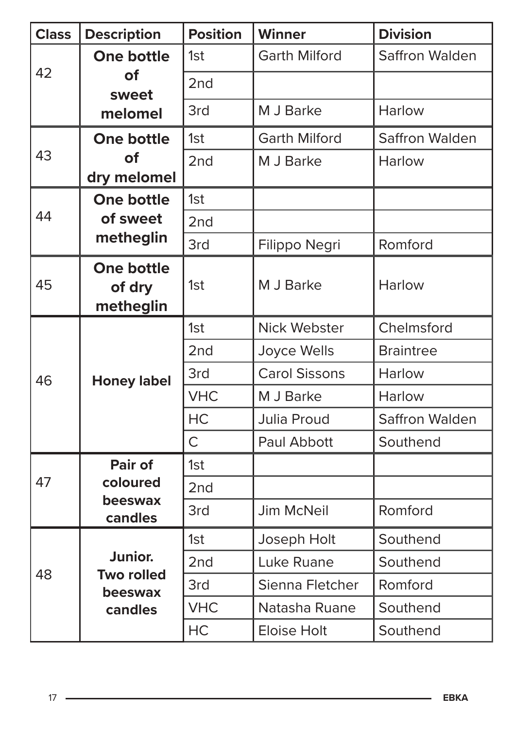| Class | Description | Position | Winner | Division |
|---|---|---|---|---|
| 42 | **One bottle of sweet melomel** | 1st | Garth Milford | Saffron Walden |
| | | 2nd | | |
| | | 3rd | M J Barke | Harlow |
| 43 | **One bottle of dry melomel** | 1st | Garth Milford | Saffron Walden |
| | | 2nd | M J Barke | Harlow |
| 44 | **One bottle of sweet metheglin** | 1st | | |
| | | 2nd | | |
| | | 3rd | Filippo Negri | Romford |
| 45 | **One bottle of dry metheglin** | 1st | M J Barke | Harlow |
| 46 | **Honey label** | 1st | Nick Webster | Chelmsford |
| | | 2nd | Joyce Wells | Braintree |
| | | 3rd | Carol Sissons | Harlow |
| | | VHC | M J Barke | Harlow |
| | | HC | Julia Proud | Saffron Walden |
| | | C | Paul Abbott | Southend |
| 47 | **Pair of coloured beeswax candles** | 1st | | |
| | | 2nd | | |
| | | 3rd | Jim McNeil | Romford |
| 48 | **Junior. Two rolled beeswax candles** | 1st | Joseph Holt | Southend |
| | | 2nd | Luke Ruane | Southend |
| | | 3rd | Sienna Fletcher | Romford |
| | | VHC | Natasha Ruane | Southend |
| | | HC | Eloise Holt | Southend |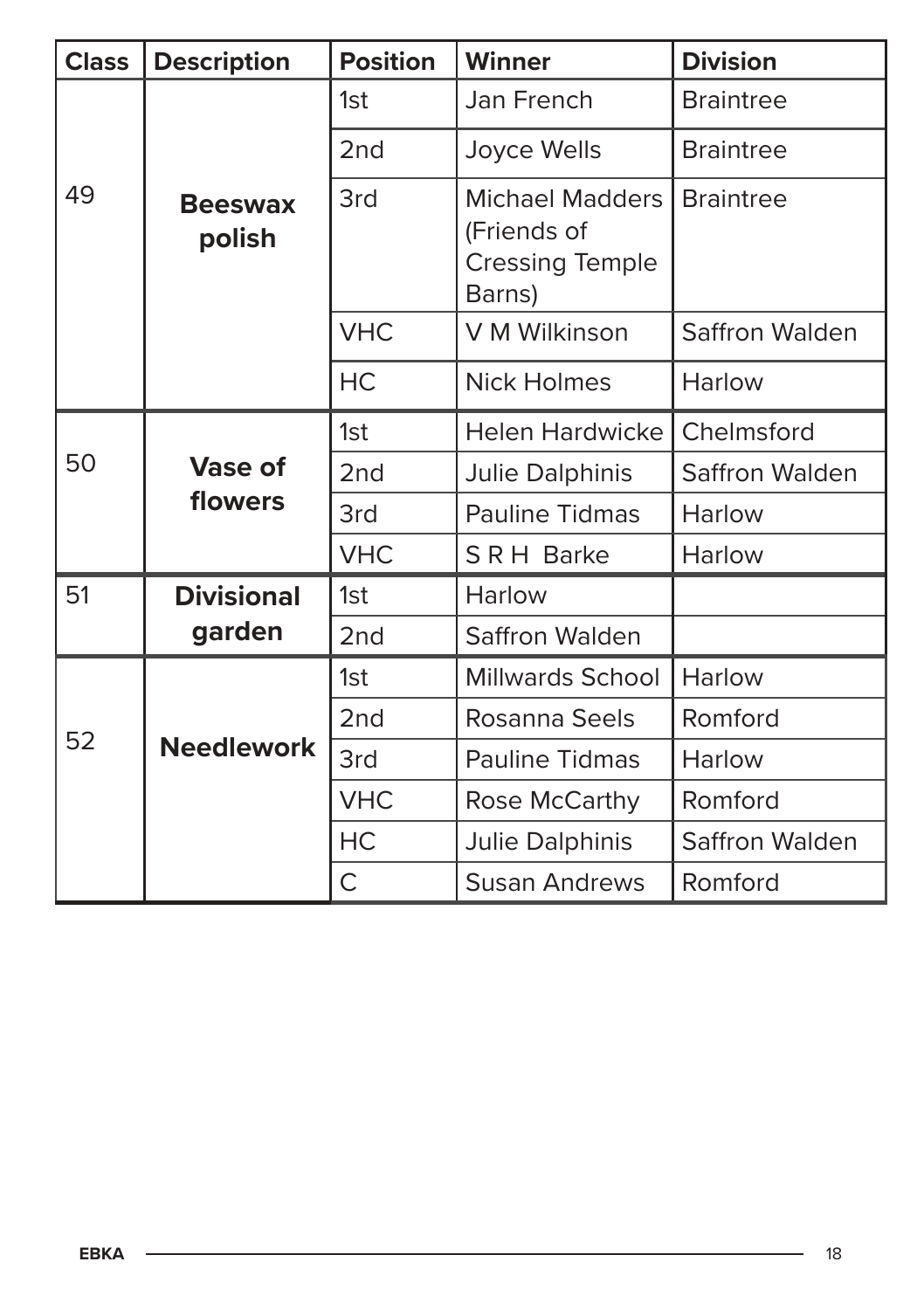| Class | Description | Position | Winner | Division |
|---|---|---|---|---|
| 49 | **Beeswax polish** | 1st | Jan French | Braintree |
| | | 2nd | Joyce Wells | Braintree |
| | | 3rd | Michael Madders (Friends of Cressing Temple Barns) | Braintree |
| | | VHC | V M Wilkinson | Saffron Walden |
| | | HC | Nick Holmes | Harlow |
| 50 | **Vase of flowers** | 1st | Helen Hardwicke | Chelmsford |
| | | 2nd | Julie Dalphinis | Saffron Walden |
| | | 3rd | Pauline Tidmas | Harlow |
| | | VHC | S R H Barke | Harlow |
| 51 | **Divisional garden** | 1st | Harlow | |
| | | 2nd | Saffron Walden | |
| 52 | **Needlework** | 1st | Millwards School | Harlow |
| | | 2nd | Rosanna Seels | Romford |
| | | 3rd | Pauline Tidmas | Harlow |
| | | VHC | Rose McCarthy | Romford |
| | | HC | Julie Dalphinis | Saffron Walden |
| | | C | Susan Andrews | Romford |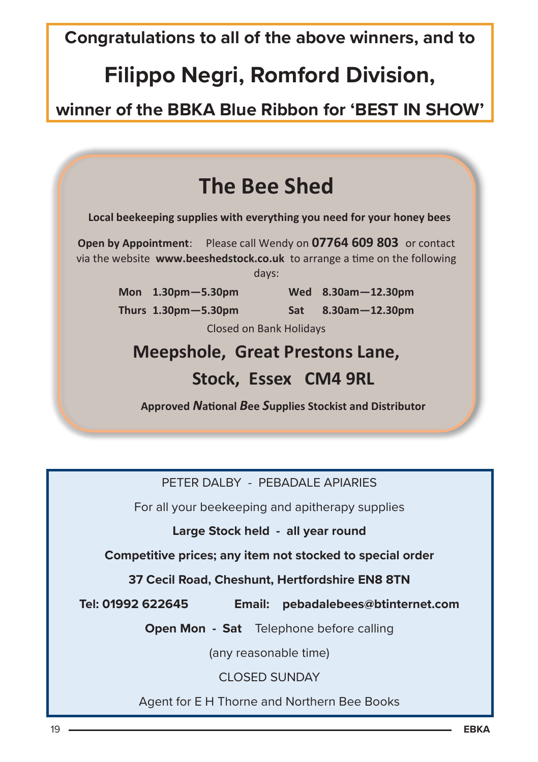**Congratulations to all of the above winners, and to**

## Filippo Negri, Romford Division,

**winner of the BBKA Blue Ribbon for 'BEST IN SHOW'**

# The Bee Shed

**Local beekeeping supplies with everything you need for your honey bees**

**Open by Appointment**: Please call Wendy on **07764 609 803** or contact via the website **www.beeshedstock.co.uk** to arrange a time on the following days:

| | | | |
|---|---|---|---|
| **Mon** | **1.30pm—5.30pm** | **Wed** | **8.30am—12.30pm** |
| **Thurs** | **1.30pm—5.30pm** | **Sat** | **8.30am—12.30pm** |

Closed on Bank Holidays

**Meepshole, Great Prestons Lane,**

**Stock, Essex CM4 9RL**

**Approved *N*ational *B*ee *S*upplies Stockist and Distributor**

PETER DALBY - PEBADALE APIARIES

For all your beekeeping and apitherapy supplies

**Large Stock held - all year round**

**Competitive prices; any item not stocked to special order**

**37 Cecil Road, Cheshunt, Hertfordshire EN8 8TN**

**Tel: 01992 622645** **Email: pebadalebees@btinternet.com**

**Open Mon - Sat** Telephone before calling

(any reasonable time)

CLOSED SUNDAY

Agent for E H Thorne and Northern Bee Books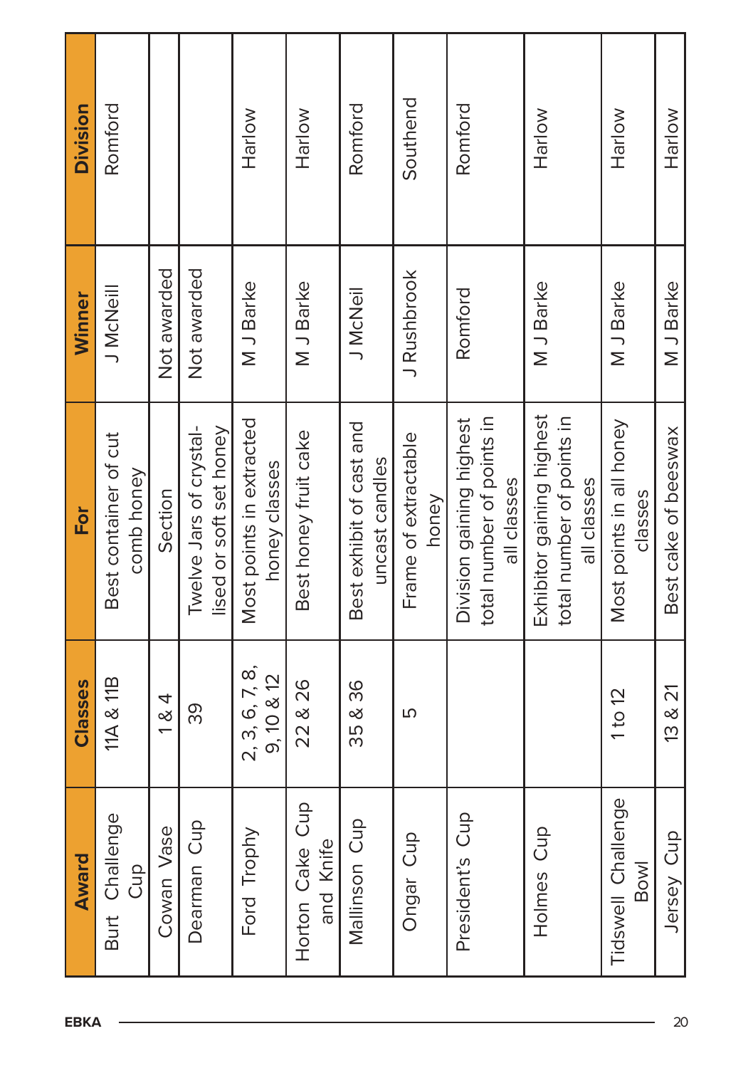| Award | Classes | For | Winner | Division |
|---|---|---|---|---|
| Burt Challenge Cup | 11A & 11B | Best container of cut comb honey | J McNeill | Romford |
| Cowan Vase | 1 & 4 | Section | Not awarded | |
| Dearman Cup | 39 | Twelve Jars of crystal-lised or soft set honey | Not awarded | |
| Ford Trophy | 2, 3, 6, 7, 8, 9, 10 & 12 | Most points in extracted honey classes | M J Barke | Harlow |
| Horton Cake Cup and Knife | 22 & 26 | Best honey fruit cake | M J Barke | Harlow |
| Mallinson Cup | 35 & 36 | Best exhibit of cast and uncast candles | J McNeil | Romford |
| Ongar Cup | 5 | Frame of extractable honey | J Rushbrook | Southend |
| President's Cup | | Division gaining highest total number of points in all classes | Romford | Romford |
| Holmes Cup | | Exhibitor gaining highest total number of points in all classes | M J Barke | Harlow |
| Tidswell Challenge Bowl | 1 to 12 | Most points in all honey classes | M J Barke | Harlow |
| Jersey Cup | 13 & 21 | Best cake of beeswax | M J Barke | Harlow |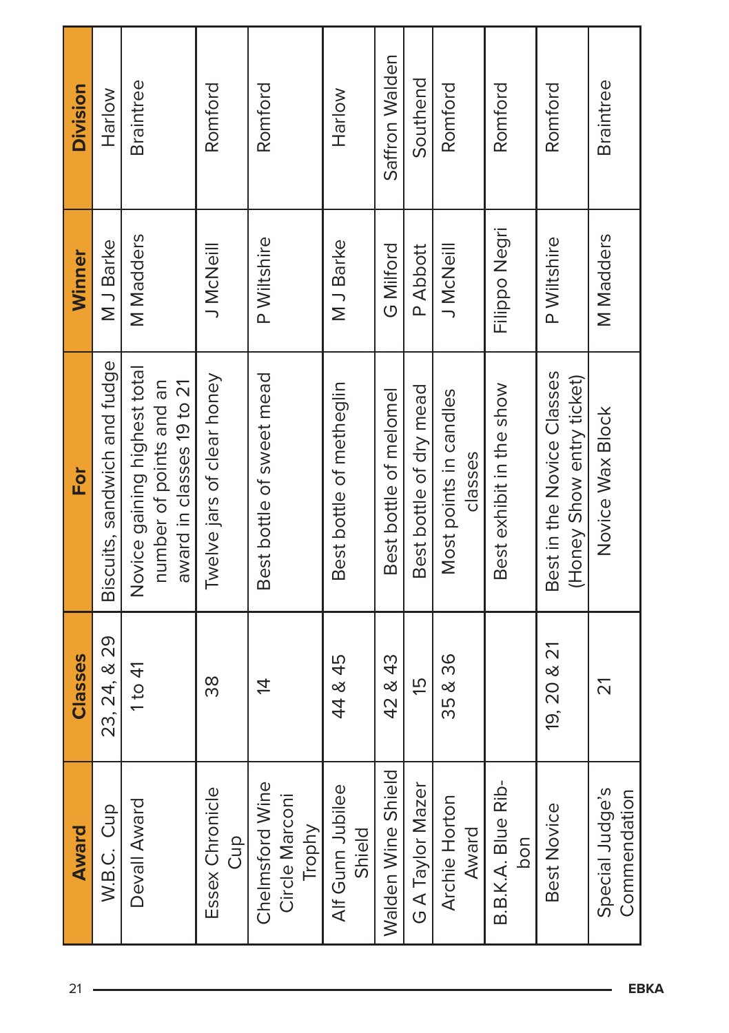| Award | Classes | For | Winner | Division |
|---|---|---|---|---|
| W.B.C. Cup | 23, 24, & 29 | Biscuits, sandwich and fudge | M J Barke | Harlow |
| Devall Award | 1 to 41 | Novice gaining highest total number of points and an award in classes 19 to 21 | M Madders | Braintree |
| Essex Chronicle Cup | 38 | Twelve jars of clear honey | J McNeill | Romford |
| Chelmsford Wine Circle Marconi Trophy | 14 | Best bottle of sweet mead | P Wiltshire | Romford |
| Alf Gunn Jubilee Shield | 44 & 45 | Best bottle of metheglin | M J Barke | Harlow |
| Walden Wine Shield | 42 & 43 | Best bottle of melomel | G Milford | Saffron Walden |
| G A Taylor Mazer | 15 | Best bottle of dry mead | P Abbott | Southend |
| Archie Horton Award | 35 & 36 | Most points in candles classes | J McNeill | Romford |
| B.B.K.A. Blue Ribbon | | Best exhibit in the show | Filippo Negri | Romford |
| Best Novice | 19, 20 & 21 | Best in the Novice Classes (Honey Show entry ticket) | P Wiltshire | Romford |
| Special Judge's Commendation | 21 | Novice Wax Block | M Madders | Braintree |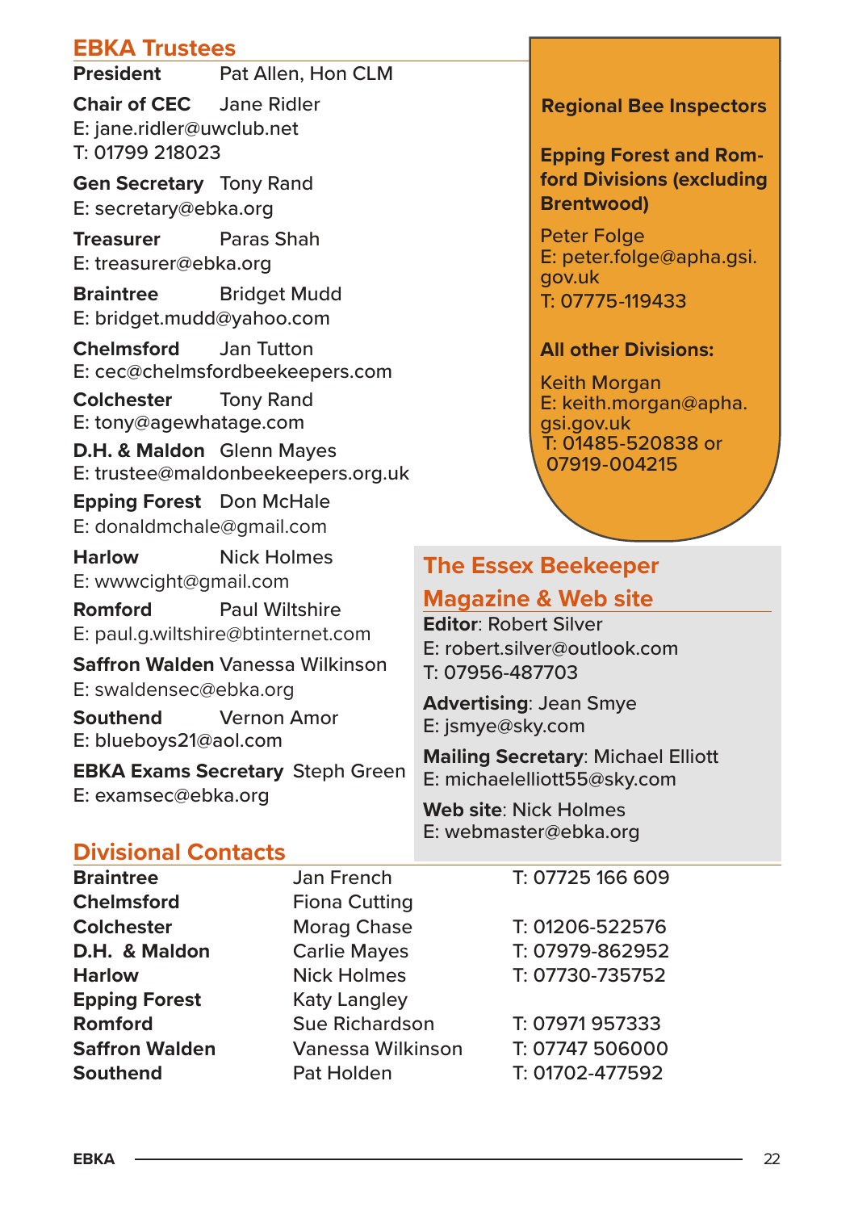## EBKA Trustees

**President** Pat Allen, Hon CLM

**Chair of CEC** Jane Ridler
E: jane.ridler@uwclub.net
T: 01799 218023

**Gen Secretary** Tony Rand
E: secretary@ebka.org

**Treasurer** Paras Shah
E: treasurer@ebka.org

**Braintree** Bridget Mudd
E: bridget.mudd@yahoo.com

**Chelmsford** Jan Tutton
E: cec@chelmsfordbeekeepers.com

**Colchester** Tony Rand
E: tony@agewhatage.com

**D.H. & Maldon** Glenn Mayes
E: trustee@maldonbeekeepers.org.uk

**Epping Forest** Don McHale
E: donaldmchale@gmail.com

**Harlow** Nick Holmes
E: wwwcight@gmail.com

**Romford** Paul Wiltshire
E: paul.g.wiltshire@btinternet.com

**Saffron Walden** Vanessa Wilkinson
E: swaldensec@ebka.org

**Southend** Vernon Amor
E: blueboys21@aol.com

**EBKA Exams Secretary** Steph Green
E: examsec@ebka.org

**Regional Bee Inspectors**

**Epping Forest and Romford Divisions (excluding Brentwood)**

Peter Folge
E: peter.folge@apha.gsi.gov.uk
T: 07775-119433

**All other Divisions:**

Keith Morgan
E: keith.morgan@apha.gsi.gov.uk
T: 01485-520838 or 07919-004215

## The Essex Beekeeper Magazine & Web site

**Editor**: Robert Silver
E: robert.silver@outlook.com
T: 07956-487703

**Advertising**: Jean Smye
E: jsmye@sky.com

**Mailing Secretary**: Michael Elliott
E: michaelelliott55@sky.com

**Web site**: Nick Holmes
E: webmaster@ebka.org

## Divisional Contacts

| | | |
|---|---|---|
| **Braintree** | Jan French | T: 07725 166 609 |
| **Chelmsford** | Fiona Cutting | |
| **Colchester** | Morag Chase | T: 01206-522576 |
| **D.H. & Maldon** | Carlie Mayes | T: 07979-862952 |
| **Harlow** | Nick Holmes | T: 07730-735752 |
| **Epping Forest** | Katy Langley | |
| **Romford** | Sue Richardson | T: 07971 957333 |
| **Saffron Walden** | Vanessa Wilkinson | T: 07747 506000 |
| **Southend** | Pat Holden | T: 01702-477592 |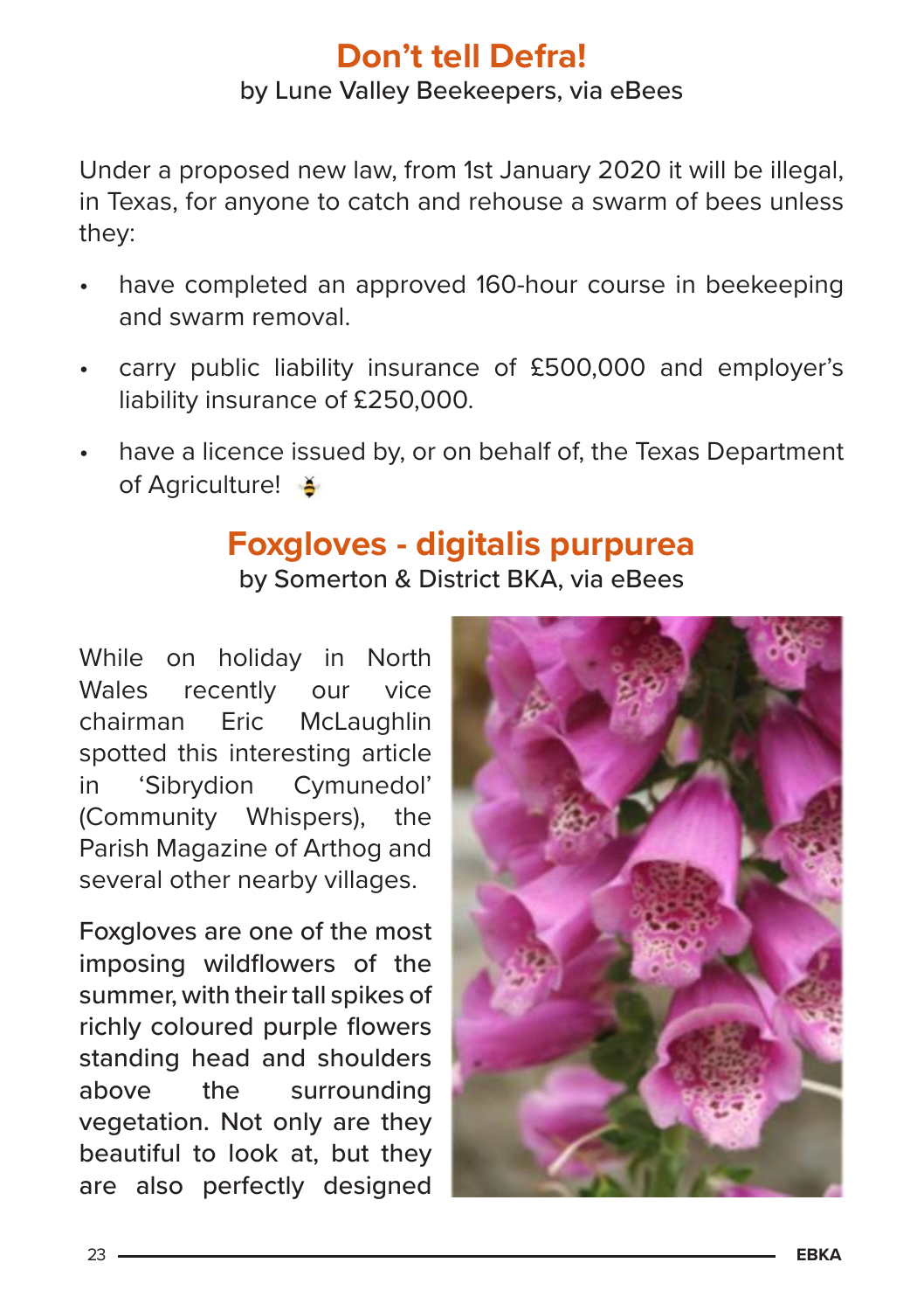## Don't tell Defra!

by Lune Valley Beekeepers, via eBees

Under a proposed new law, from 1st January 2020 it will be illegal, in Texas, for anyone to catch and rehouse a swarm of bees unless they:

- have completed an approved 160-hour course in beekeeping and swarm removal.
- carry public liability insurance of £500,000 and employer's liability insurance of £250,000.
- have a licence issued by, or on behalf of, the Texas Department of Agriculture!

## Foxgloves - digitalis purpurea

by Somerton & District BKA, via eBees

While on holiday in North Wales recently our vice chairman Eric McLaughlin spotted this interesting article in 'Sibrydion Cymunedol' (Community Whispers), the Parish Magazine of Arthog and several other nearby villages.

Foxgloves are one of the most imposing wildflowers of the summer, with their tall spikes of richly coloured purple flowers standing head and shoulders above the surrounding vegetation. Not only are they beautiful to look at, but they are also perfectly designed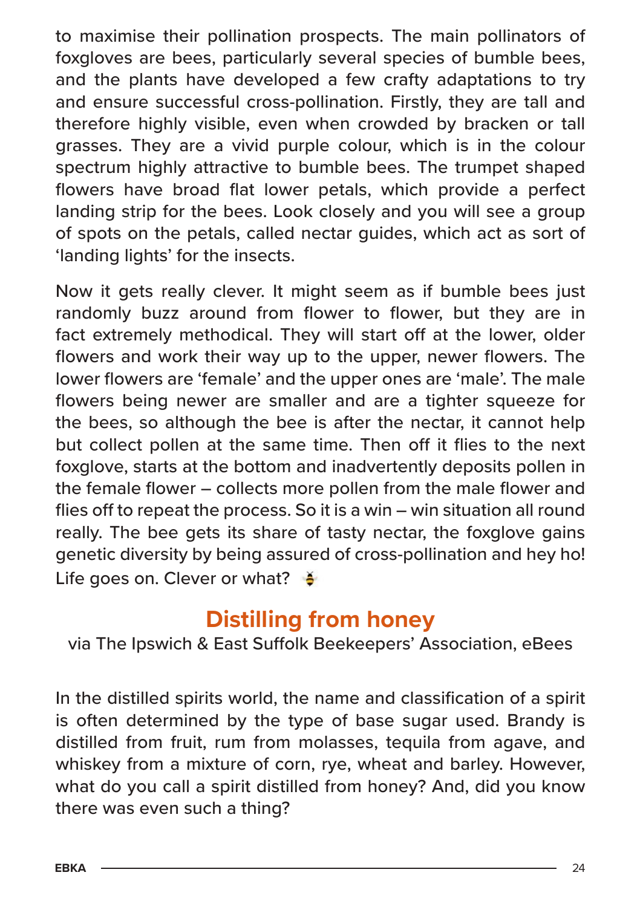to maximise their pollination prospects. The main pollinators of foxgloves are bees, particularly several species of bumble bees, and the plants have developed a few crafty adaptations to try and ensure successful cross-pollination. Firstly, they are tall and therefore highly visible, even when crowded by bracken or tall grasses. They are a vivid purple colour, which is in the colour spectrum highly attractive to bumble bees. The trumpet shaped flowers have broad flat lower petals, which provide a perfect landing strip for the bees. Look closely and you will see a group of spots on the petals, called nectar guides, which act as sort of 'landing lights' for the insects.

Now it gets really clever. It might seem as if bumble bees just randomly buzz around from flower to flower, but they are in fact extremely methodical. They will start off at the lower, older flowers and work their way up to the upper, newer flowers. The lower flowers are 'female' and the upper ones are 'male'. The male flowers being newer are smaller and are a tighter squeeze for the bees, so although the bee is after the nectar, it cannot help but collect pollen at the same time. Then off it flies to the next foxglove, starts at the bottom and inadvertently deposits pollen in the female flower – collects more pollen from the male flower and flies off to repeat the process. So it is a win – win situation all round really. The bee gets its share of tasty nectar, the foxglove gains genetic diversity by being assured of cross-pollination and hey ho! Life goes on. Clever or what? 🐝

## Distilling from honey

via The Ipswich & East Suffolk Beekeepers' Association, eBees

In the distilled spirits world, the name and classification of a spirit is often determined by the type of base sugar used. Brandy is distilled from fruit, rum from molasses, tequila from agave, and whiskey from a mixture of corn, rye, wheat and barley. However, what do you call a spirit distilled from honey? And, did you know there was even such a thing?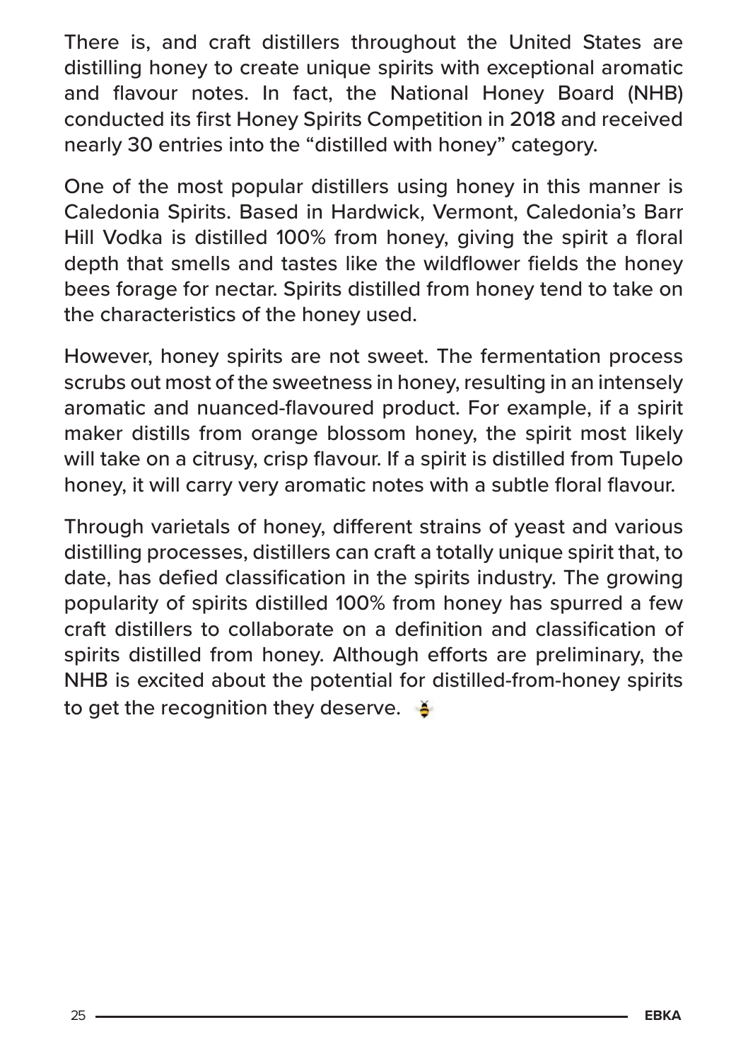There is, and craft distillers throughout the United States are distilling honey to create unique spirits with exceptional aromatic and flavour notes. In fact, the National Honey Board (NHB) conducted its first Honey Spirits Competition in 2018 and received nearly 30 entries into the "distilled with honey" category.

One of the most popular distillers using honey in this manner is Caledonia Spirits. Based in Hardwick, Vermont, Caledonia's Barr Hill Vodka is distilled 100% from honey, giving the spirit a floral depth that smells and tastes like the wildflower fields the honey bees forage for nectar. Spirits distilled from honey tend to take on the characteristics of the honey used.

However, honey spirits are not sweet. The fermentation process scrubs out most of the sweetness in honey, resulting in an intensely aromatic and nuanced-flavoured product. For example, if a spirit maker distills from orange blossom honey, the spirit most likely will take on a citrusy, crisp flavour. If a spirit is distilled from Tupelo honey, it will carry very aromatic notes with a subtle floral flavour.

Through varietals of honey, different strains of yeast and various distilling processes, distillers can craft a totally unique spirit that, to date, has defied classification in the spirits industry. The growing popularity of spirits distilled 100% from honey has spurred a few craft distillers to collaborate on a definition and classification of spirits distilled from honey. Although efforts are preliminary, the NHB is excited about the potential for distilled-from-honey spirits to get the recognition they deserve.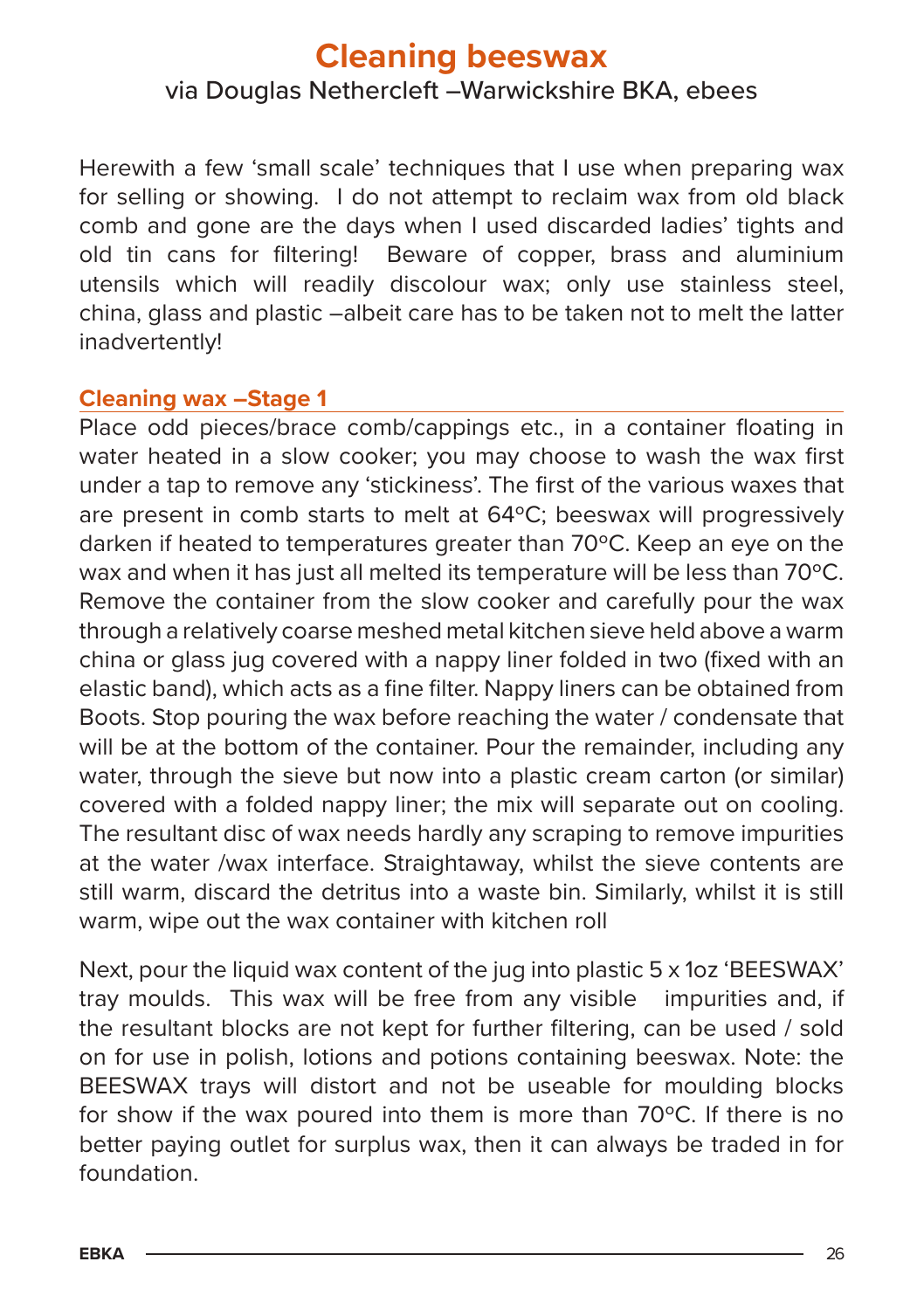# Cleaning beeswax

via Douglas Nethercleft –Warwickshire BKA, ebees

Herewith a few 'small scale' techniques that I use when preparing wax for selling or showing. I do not attempt to reclaim wax from old black comb and gone are the days when I used discarded ladies' tights and old tin cans for filtering! Beware of copper, brass and aluminium utensils which will readily discolour wax; only use stainless steel, china, glass and plastic –albeit care has to be taken not to melt the latter inadvertently!

## Cleaning wax –Stage 1

Place odd pieces/brace comb/cappings etc., in a container floating in water heated in a slow cooker; you may choose to wash the wax first under a tap to remove any 'stickiness'. The first of the various waxes that are present in comb starts to melt at 64ºC; beeswax will progressively darken if heated to temperatures greater than 70ºC. Keep an eye on the wax and when it has just all melted its temperature will be less than 70ºC. Remove the container from the slow cooker and carefully pour the wax through a relatively coarse meshed metal kitchen sieve held above a warm china or glass jug covered with a nappy liner folded in two (fixed with an elastic band), which acts as a fine filter. Nappy liners can be obtained from Boots. Stop pouring the wax before reaching the water / condensate that will be at the bottom of the container. Pour the remainder, including any water, through the sieve but now into a plastic cream carton (or similar) covered with a folded nappy liner; the mix will separate out on cooling. The resultant disc of wax needs hardly any scraping to remove impurities at the water /wax interface. Straightaway, whilst the sieve contents are still warm, discard the detritus into a waste bin. Similarly, whilst it is still warm, wipe out the wax container with kitchen roll

Next, pour the liquid wax content of the jug into plastic 5 x 1oz 'BEESWAX' tray moulds. This wax will be free from any visible impurities and, if the resultant blocks are not kept for further filtering, can be used / sold on for use in polish, lotions and potions containing beeswax. Note: the BEESWAX trays will distort and not be useable for moulding blocks for show if the wax poured into them is more than 70ºC. If there is no better paying outlet for surplus wax, then it can always be traded in for foundation.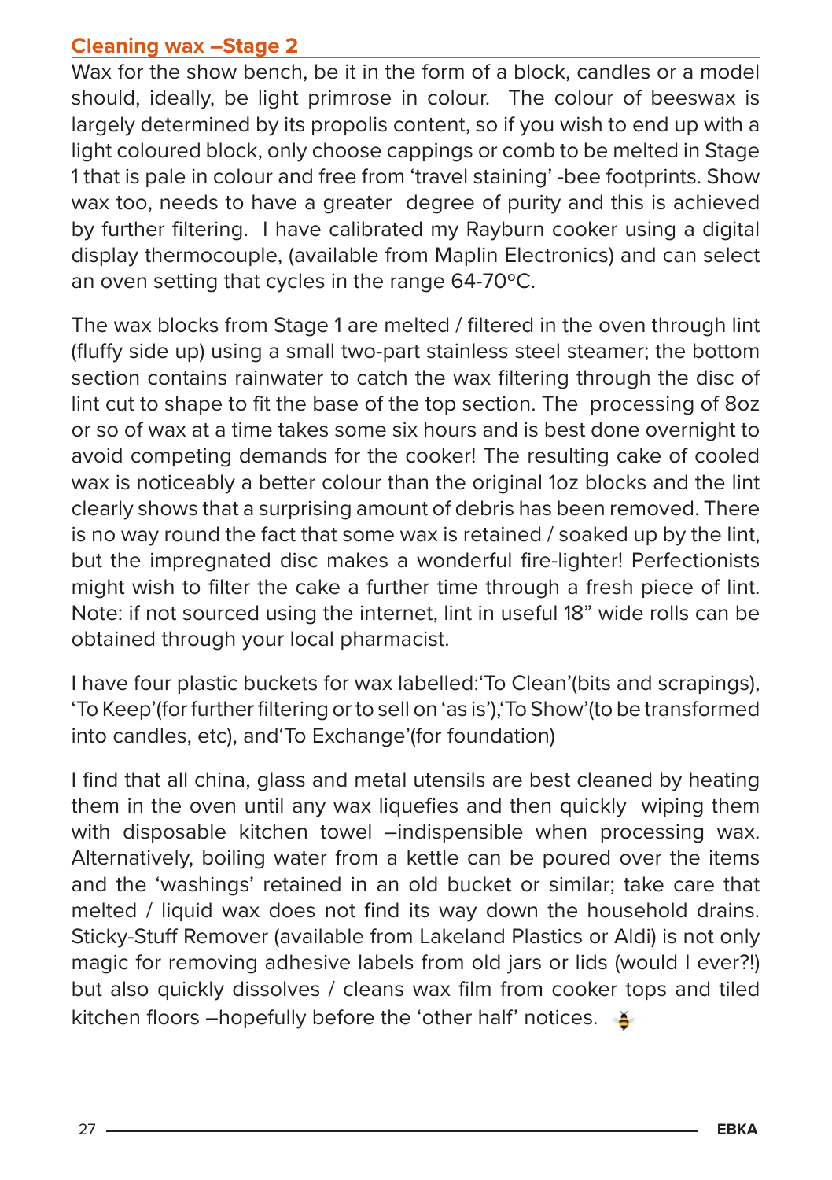## Cleaning wax –Stage 2

Wax for the show bench, be it in the form of a block, candles or a model should, ideally, be light primrose in colour. The colour of beeswax is largely determined by its propolis content, so if you wish to end up with a light coloured block, only choose cappings or comb to be melted in Stage 1 that is pale in colour and free from 'travel staining' -bee footprints. Show wax too, needs to have a greater degree of purity and this is achieved by further filtering. I have calibrated my Rayburn cooker using a digital display thermocouple, (available from Maplin Electronics) and can select an oven setting that cycles in the range 64-70ºC.

The wax blocks from Stage 1 are melted / filtered in the oven through lint (fluffy side up) using a small two-part stainless steel steamer; the bottom section contains rainwater to catch the wax filtering through the disc of lint cut to shape to fit the base of the top section. The processing of 8oz or so of wax at a time takes some six hours and is best done overnight to avoid competing demands for the cooker! The resulting cake of cooled wax is noticeably a better colour than the original 1oz blocks and the lint clearly shows that a surprising amount of debris has been removed. There is no way round the fact that some wax is retained / soaked up by the lint, but the impregnated disc makes a wonderful fire-lighter! Perfectionists might wish to filter the cake a further time through a fresh piece of lint. Note: if not sourced using the internet, lint in useful 18" wide rolls can be obtained through your local pharmacist.

I have four plastic buckets for wax labelled:'To Clean'(bits and scrapings), 'To Keep'(for further filtering or to sell on 'as is'),'To Show'(to be transformed into candles, etc), and'To Exchange'(for foundation)

I find that all china, glass and metal utensils are best cleaned by heating them in the oven until any wax liquefies and then quickly wiping them with disposable kitchen towel –indispensible when processing wax. Alternatively, boiling water from a kettle can be poured over the items and the 'washings' retained in an old bucket or similar; take care that melted / liquid wax does not find its way down the household drains. Sticky-Stuff Remover (available from Lakeland Plastics or Aldi) is not only magic for removing adhesive labels from old jars or lids (would I ever?!) but also quickly dissolves / cleans wax film from cooker tops and tiled kitchen floors –hopefully before the 'other half' notices.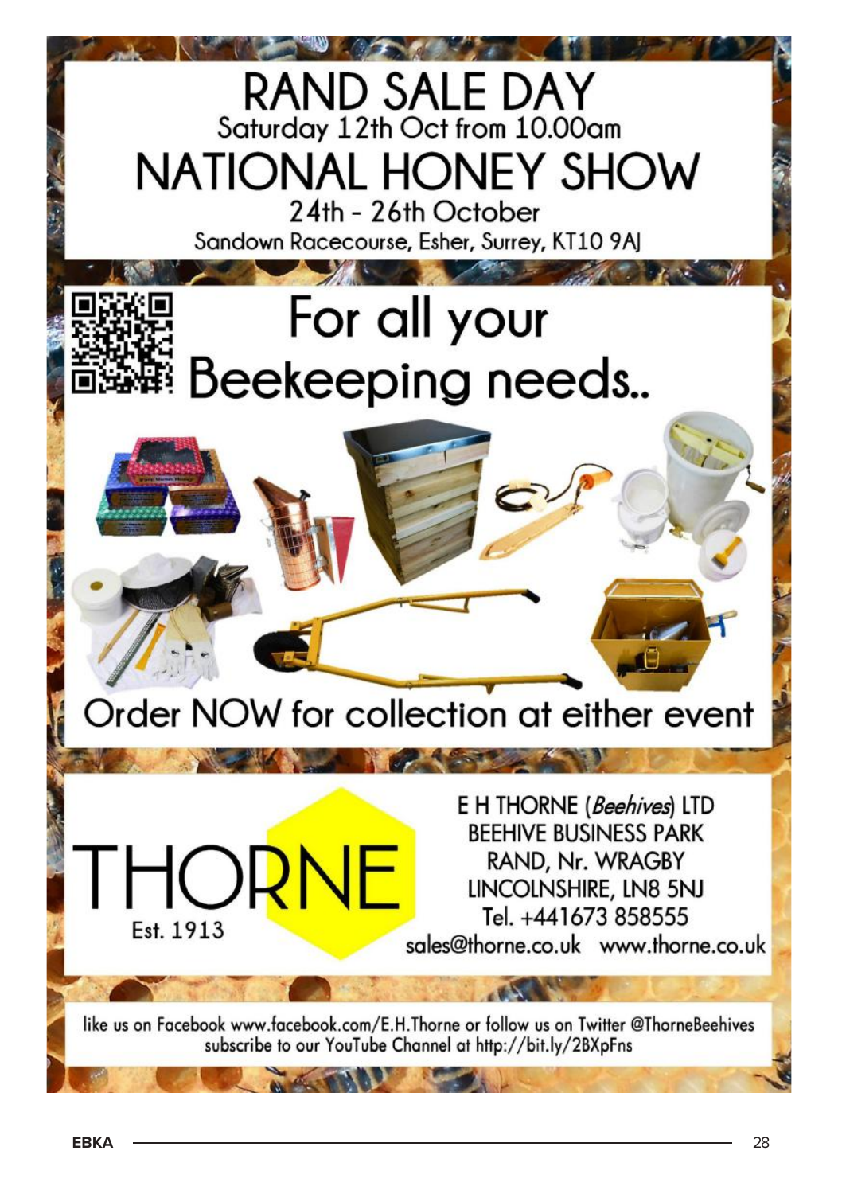# RAND SALE DAY

Saturday 12th Oct from 10.00am

# NATIONAL HONEY SHOW

24th - 26th October

Sandown Racecourse, Esher, Surrey, KT10 9AJ

## For all your Beekeeping needs..

Order NOW for collection at either event

THORNE

Est. 1913

E H THORNE (*Beehives*) LTD
BEEHIVE BUSINESS PARK
RAND, Nr. WRAGBY
LINCOLNSHIRE, LN8 5NJ
Tel. +441673 858555
sales@thorne.co.uk www.thorne.co.uk

like us on Facebook www.facebook.com/E.H.Thorne or follow us on Twitter @ThorneBeehives
subscribe to our YouTube Channel at http://bit.ly/2BXpFns